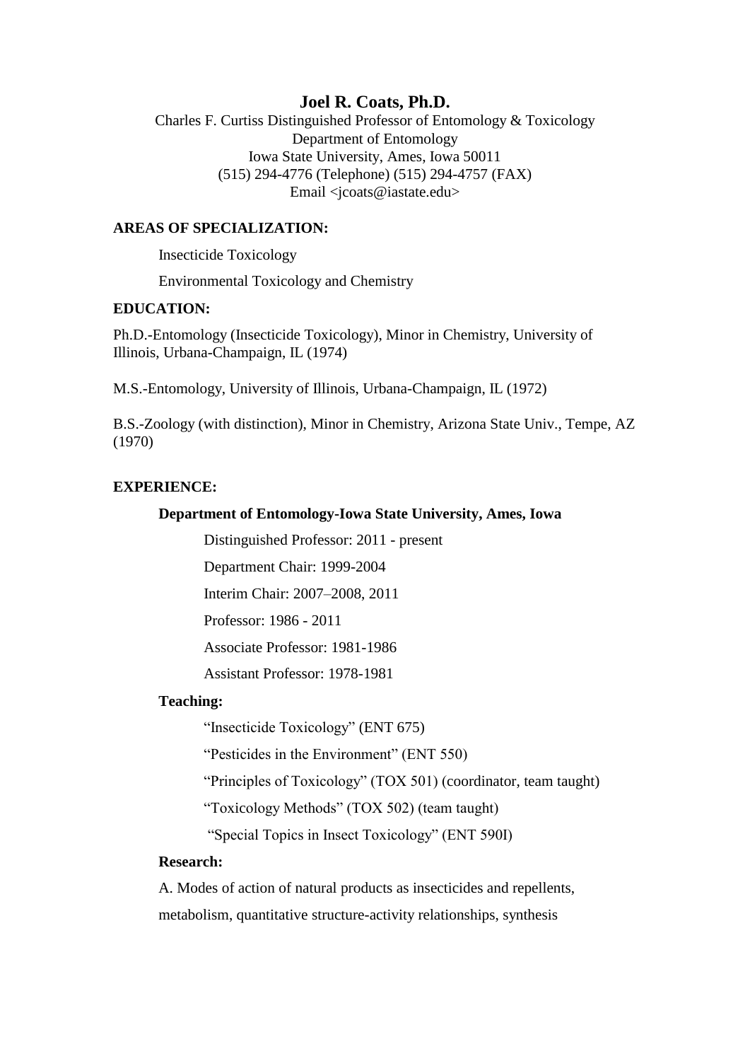# Joel R. Coats, Ph.D.

Charles F. Curtiss Distinguished Professor of Entomology & Toxicology
Department of Entomology
Iowa State University, Ames, Iowa 50011
(515) 294-4776 (Telephone) (515) 294-4757 (FAX)
Email <jcoats@iastate.edu>

## AREAS OF SPECIALIZATION:

Insecticide Toxicology

Environmental Toxicology and Chemistry

## EDUCATION:

Ph.D.-Entomology (Insecticide Toxicology), Minor in Chemistry, University of Illinois, Urbana-Champaign, IL (1974)

M.S.-Entomology, University of Illinois, Urbana-Champaign, IL (1972)

B.S.-Zoology (with distinction), Minor in Chemistry, Arizona State Univ., Tempe, AZ (1970)

## EXPERIENCE:

### Department of Entomology-Iowa State University, Ames, Iowa

Distinguished Professor: 2011 - present

Department Chair: 1999-2004

Interim Chair: 2007–2008, 2011

Professor: 1986 - 2011

Associate Professor: 1981-1986

Assistant Professor: 1978-1981

### Teaching:

"Insecticide Toxicology" (ENT 675)

"Pesticides in the Environment" (ENT 550)

"Principles of Toxicology" (TOX 501) (coordinator, team taught)

"Toxicology Methods" (TOX 502) (team taught)

"Special Topics in Insect Toxicology" (ENT 590I)

### Research:

A. Modes of action of natural products as insecticides and repellents, metabolism, quantitative structure-activity relationships, synthesis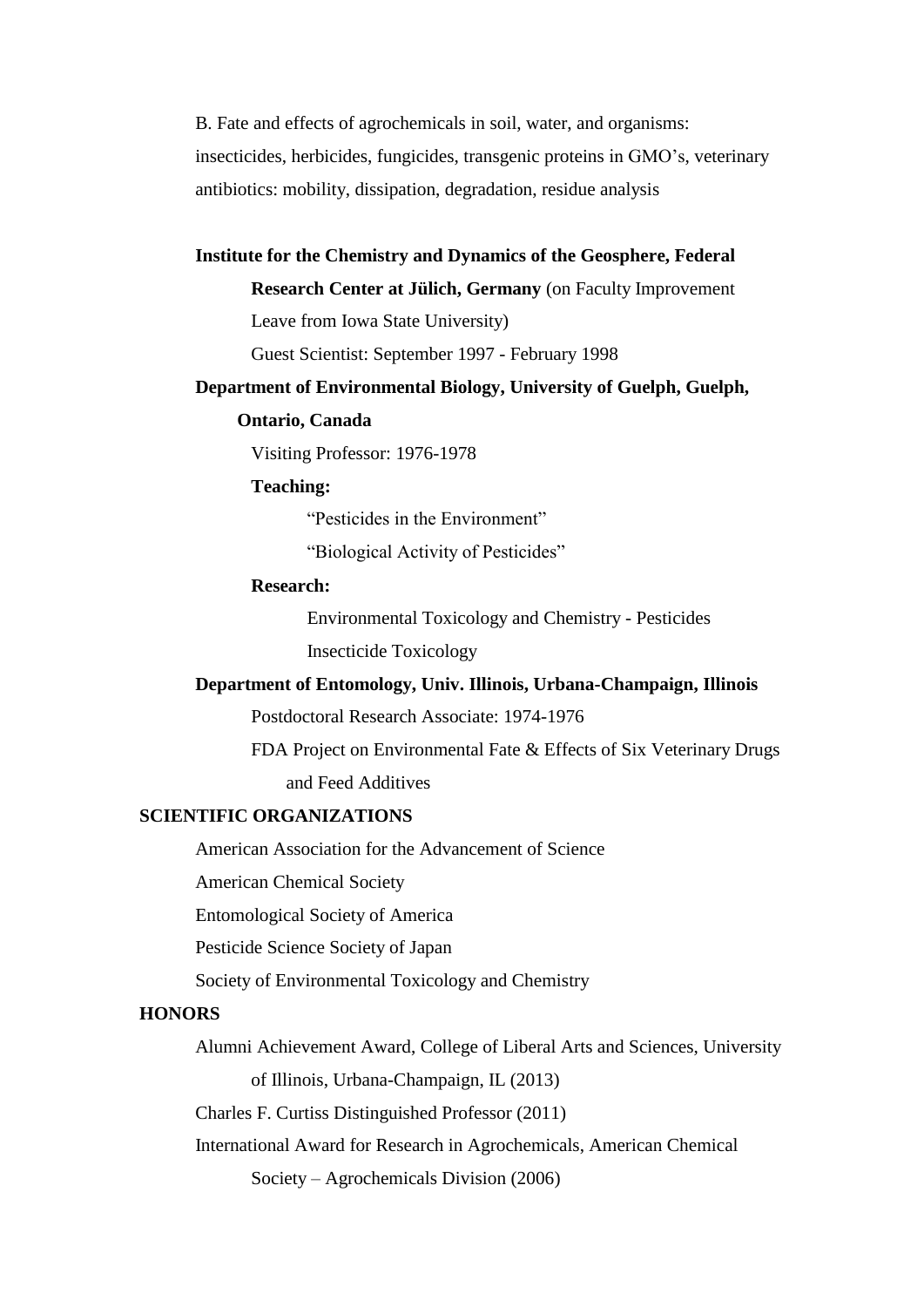B. Fate and effects of agrochemicals in soil, water, and organisms: insecticides, herbicides, fungicides, transgenic proteins in GMO's, veterinary antibiotics: mobility, dissipation, degradation, residue analysis

**Institute for the Chemistry and Dynamics of the Geosphere, Federal Research Center at Jülich, Germany** (on Faculty Improvement Leave from Iowa State University)

Guest Scientist: September 1997 - February 1998

**Department of Environmental Biology, University of Guelph, Guelph, Ontario, Canada**

Visiting Professor: 1976-1978

**Teaching:**

"Pesticides in the Environment"

"Biological Activity of Pesticides"

**Research:**

Environmental Toxicology and Chemistry - Pesticides

Insecticide Toxicology

**Department of Entomology, Univ. Illinois, Urbana-Champaign, Illinois**

Postdoctoral Research Associate: 1974-1976

FDA Project on Environmental Fate & Effects of Six Veterinary Drugs and Feed Additives

## SCIENTIFIC ORGANIZATIONS

American Association for the Advancement of Science

American Chemical Society

Entomological Society of America

Pesticide Science Society of Japan

Society of Environmental Toxicology and Chemistry

## HONORS

Alumni Achievement Award, College of Liberal Arts and Sciences, University of Illinois, Urbana-Champaign, IL (2013)

Charles F. Curtiss Distinguished Professor (2011)

International Award for Research in Agrochemicals, American Chemical Society – Agrochemicals Division (2006)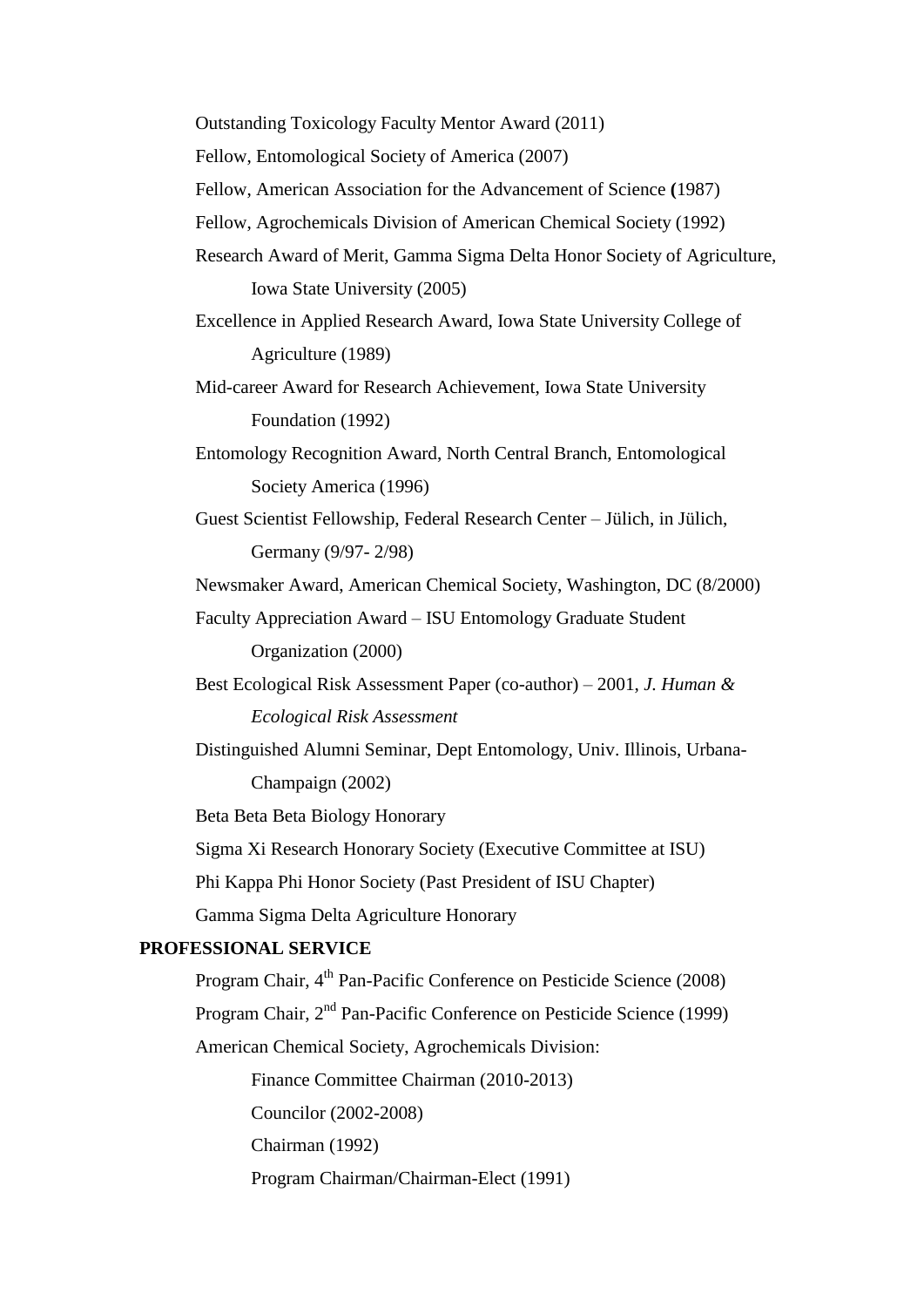Outstanding Toxicology Faculty Mentor Award (2011)

Fellow, Entomological Society of America (2007)

Fellow, American Association for the Advancement of Science **(**1987)

Fellow, Agrochemicals Division of American Chemical Society (1992)

Research Award of Merit, Gamma Sigma Delta Honor Society of Agriculture, Iowa State University (2005)

Excellence in Applied Research Award, Iowa State University College of Agriculture (1989)

Mid-career Award for Research Achievement, Iowa State University Foundation (1992)

Entomology Recognition Award, North Central Branch, Entomological Society America (1996)

Guest Scientist Fellowship, Federal Research Center – Jülich, in Jülich, Germany (9/97- 2/98)

Newsmaker Award, American Chemical Society, Washington, DC (8/2000)

Faculty Appreciation Award – ISU Entomology Graduate Student Organization (2000)

Best Ecological Risk Assessment Paper (co-author) – 2001, *J. Human & Ecological Risk Assessment*

Distinguished Alumni Seminar, Dept Entomology, Univ. Illinois, Urbana-Champaign (2002)

Beta Beta Beta Biology Honorary

Sigma Xi Research Honorary Society (Executive Committee at ISU)

Phi Kappa Phi Honor Society (Past President of ISU Chapter)

Gamma Sigma Delta Agriculture Honorary

**PROFESSIONAL SERVICE**

Program Chair, 4th Pan-Pacific Conference on Pesticide Science (2008)

Program Chair, 2nd Pan-Pacific Conference on Pesticide Science (1999)

American Chemical Society, Agrochemicals Division:

- Finance Committee Chairman (2010-2013)
- Councilor (2002-2008)
- Chairman (1992)
- Program Chairman/Chairman-Elect (1991)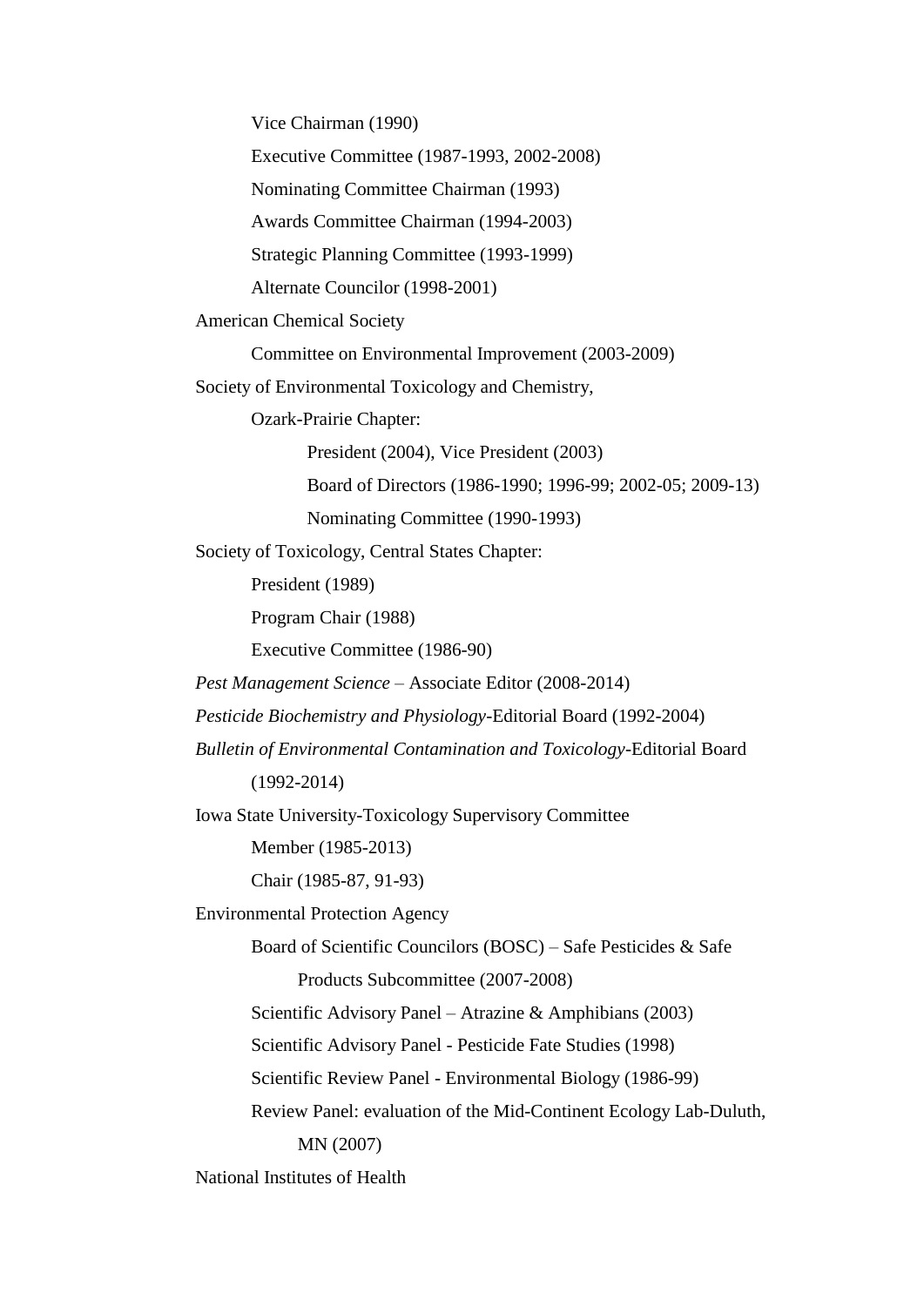Vice Chairman (1990)

Executive Committee (1987-1993, 2002-2008)

Nominating Committee Chairman (1993)

Awards Committee Chairman (1994-2003)

Strategic Planning Committee (1993-1999)

Alternate Councilor (1998-2001)

American Chemical Society

Committee on Environmental Improvement (2003-2009)

Society of Environmental Toxicology and Chemistry,

Ozark-Prairie Chapter:

President (2004), Vice President (2003)

Board of Directors (1986-1990; 1996-99; 2002-05; 2009-13)

Nominating Committee (1990-1993)

Society of Toxicology, Central States Chapter:

President (1989)

Program Chair (1988)

Executive Committee (1986-90)

*Pest Management Science* – Associate Editor (2008-2014)

*Pesticide Biochemistry and Physiology*-Editorial Board (1992-2004)

*Bulletin of Environmental Contamination and Toxicology*-Editorial Board (1992-2014)

Iowa State University-Toxicology Supervisory Committee

Member (1985-2013)

Chair (1985-87, 91-93)

Environmental Protection Agency

Board of Scientific Councilors (BOSC) – Safe Pesticides & Safe Products Subcommittee (2007-2008)

Scientific Advisory Panel – Atrazine & Amphibians (2003)

Scientific Advisory Panel - Pesticide Fate Studies (1998)

Scientific Review Panel - Environmental Biology (1986-99)

Review Panel: evaluation of the Mid-Continent Ecology Lab-Duluth, MN (2007)

National Institutes of Health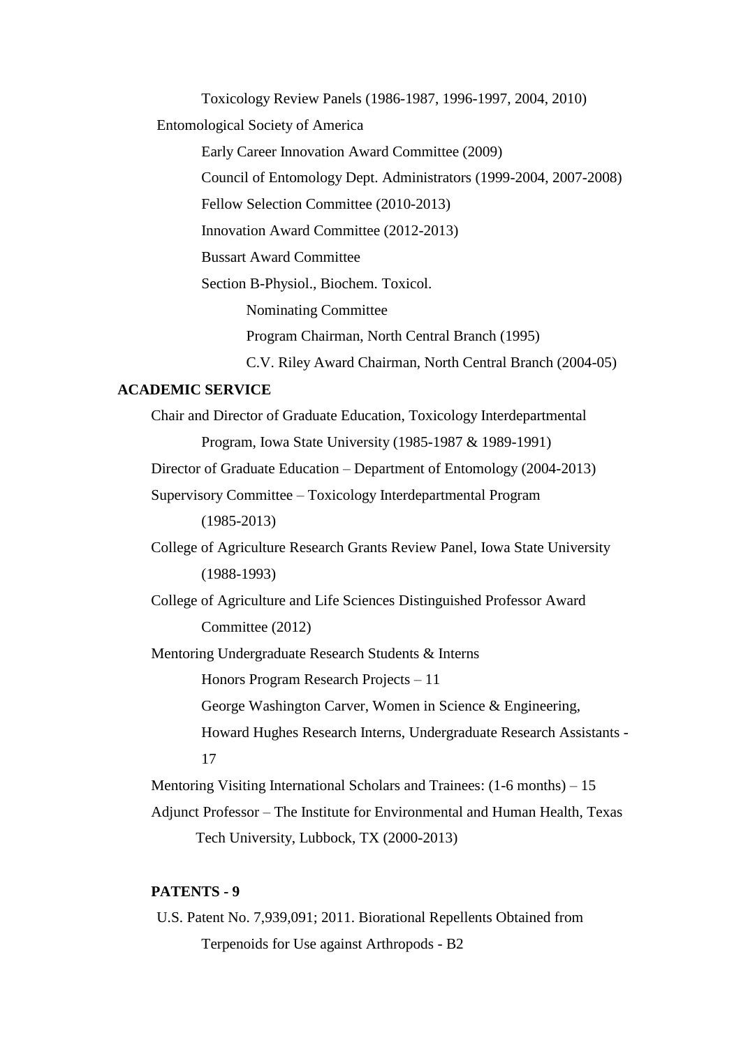Toxicology Review Panels (1986-1987, 1996-1997, 2004, 2010)

Entomological Society of America

- Early Career Innovation Award Committee (2009)
- Council of Entomology Dept. Administrators (1999-2004, 2007-2008)
- Fellow Selection Committee (2010-2013)
- Innovation Award Committee (2012-2013)
- Bussart Award Committee
- Section B-Physiol., Biochem. Toxicol.
  - Nominating Committee
  - Program Chairman, North Central Branch (1995)
  - C.V. Riley Award Chairman, North Central Branch (2004-05)

## ACADEMIC SERVICE

Chair and Director of Graduate Education, Toxicology Interdepartmental Program, Iowa State University (1985-1987 & 1989-1991)

Director of Graduate Education – Department of Entomology (2004-2013)

Supervisory Committee – Toxicology Interdepartmental Program (1985-2013)

College of Agriculture Research Grants Review Panel, Iowa State University (1988-1993)

College of Agriculture and Life Sciences Distinguished Professor Award Committee (2012)

Mentoring Undergraduate Research Students & Interns

- Honors Program Research Projects – 11
- George Washington Carver, Women in Science & Engineering, Howard Hughes Research Interns, Undergraduate Research Assistants - 17

Mentoring Visiting International Scholars and Trainees: (1-6 months) – 15

Adjunct Professor – The Institute for Environmental and Human Health, Texas Tech University, Lubbock, TX (2000-2013)

## PATENTS - 9

U.S. Patent No. 7,939,091; 2011. Biorational Repellents Obtained from Terpenoids for Use against Arthropods - B2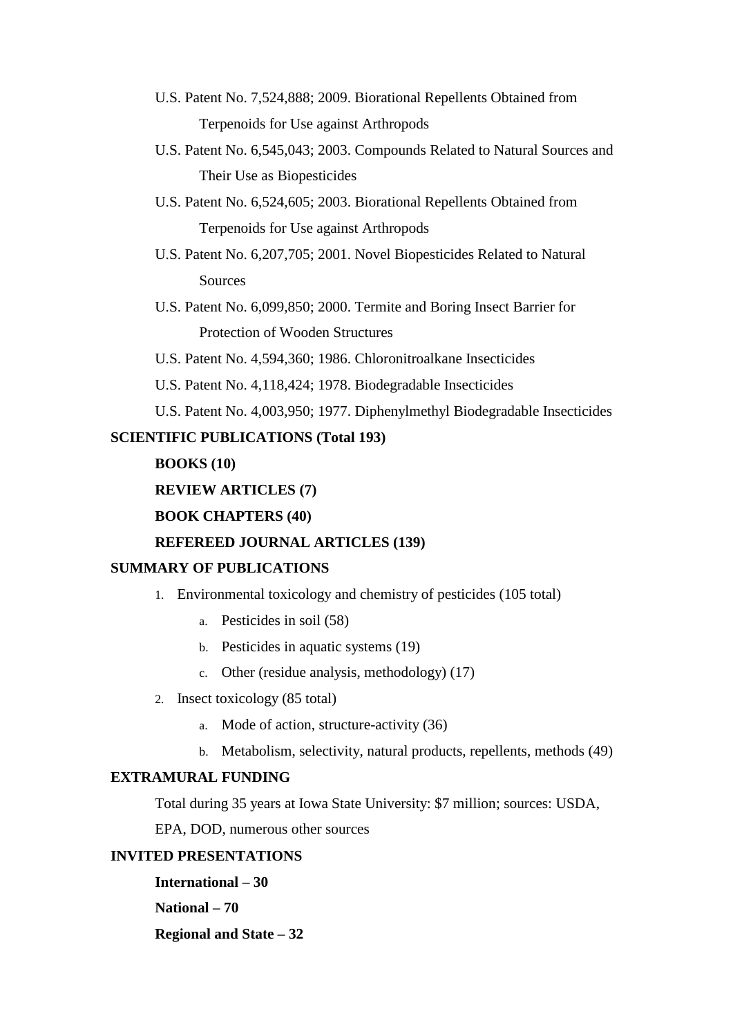U.S. Patent No. 7,524,888; 2009. Biorational Repellents Obtained from Terpenoids for Use against Arthropods

U.S. Patent No. 6,545,043; 2003. Compounds Related to Natural Sources and Their Use as Biopesticides

U.S. Patent No. 6,524,605; 2003. Biorational Repellents Obtained from Terpenoids for Use against Arthropods

U.S. Patent No. 6,207,705; 2001. Novel Biopesticides Related to Natural Sources

U.S. Patent No. 6,099,850; 2000. Termite and Boring Insect Barrier for Protection of Wooden Structures

U.S. Patent No. 4,594,360; 1986. Chloronitroalkane Insecticides

U.S. Patent No. 4,118,424; 1978. Biodegradable Insecticides

U.S. Patent No. 4,003,950; 1977. Diphenylmethyl Biodegradable Insecticides

**SCIENTIFIC PUBLICATIONS (Total 193)**

**BOOKS (10)**

**REVIEW ARTICLES (7)**

**BOOK CHAPTERS (40)**

**REFEREED JOURNAL ARTICLES (139)**

**SUMMARY OF PUBLICATIONS**

1. Environmental toxicology and chemistry of pesticides (105 total)
   a. Pesticides in soil (58)
   b. Pesticides in aquatic systems (19)
   c. Other (residue analysis, methodology) (17)
2. Insect toxicology (85 total)
   a. Mode of action, structure-activity (36)
   b. Metabolism, selectivity, natural products, repellents, methods (49)

**EXTRAMURAL FUNDING**

Total during 35 years at Iowa State University: $7 million; sources: USDA, EPA, DOD, numerous other sources

**INVITED PRESENTATIONS**

**International – 30**

**National – 70**

**Regional and State – 32**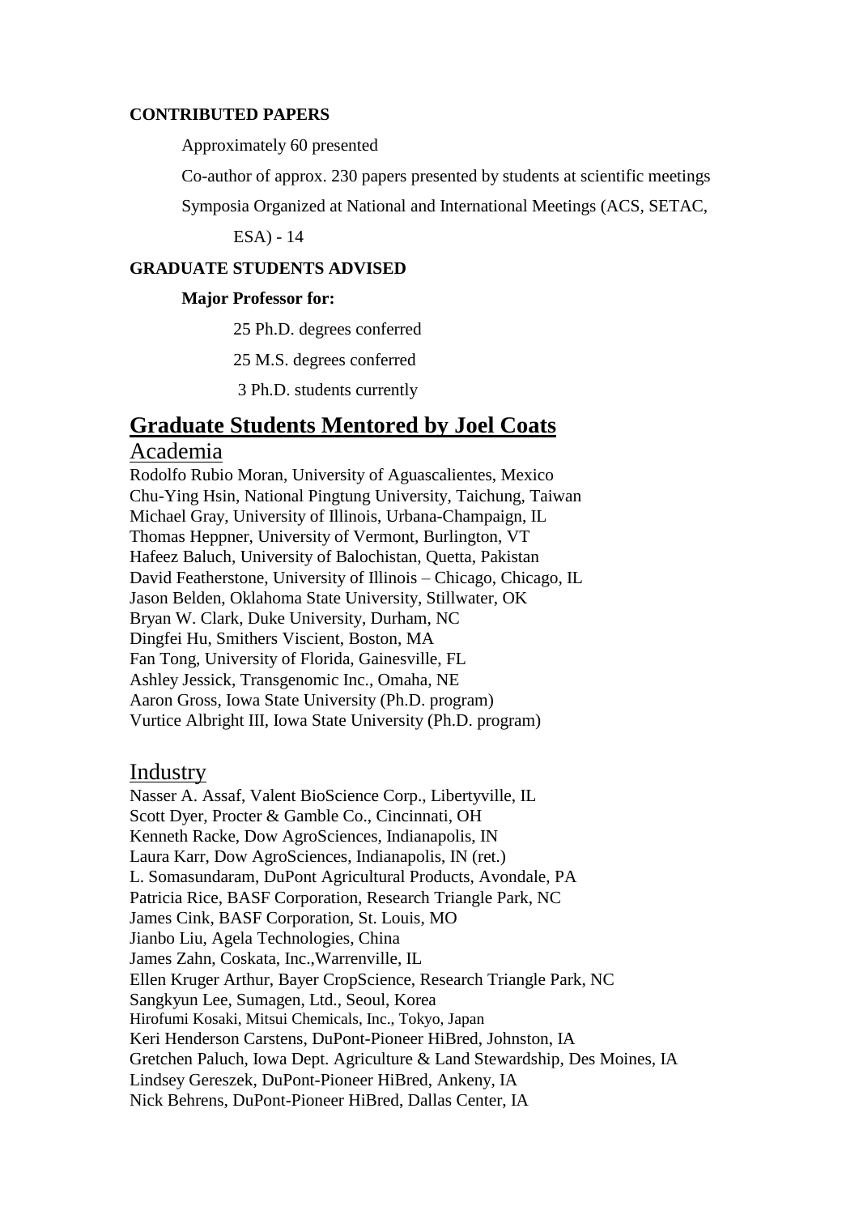**CONTRIBUTED PAPERS**

Approximately 60 presented

Co-author of approx. 230 papers presented by students at scientific meetings

Symposia Organized at National and International Meetings (ACS, SETAC, ESA) - 14

**GRADUATE STUDENTS ADVISED**

**Major Professor for:**

25 Ph.D. degrees conferred

25 M.S. degrees conferred

3 Ph.D. students currently

## Graduate Students Mentored by Joel Coats

### Academia

Rodolfo Rubio Moran, University of Aguascalientes, Mexico
Chu-Ying Hsin, National Pingtung University, Taichung, Taiwan
Michael Gray, University of Illinois, Urbana-Champaign, IL
Thomas Heppner, University of Vermont, Burlington, VT
Hafeez Baluch, University of Balochistan, Quetta, Pakistan
David Featherstone, University of Illinois – Chicago, Chicago, IL
Jason Belden, Oklahoma State University, Stillwater, OK
Bryan W. Clark, Duke University, Durham, NC
Dingfei Hu, Smithers Viscient, Boston, MA
Fan Tong, University of Florida, Gainesville, FL
Ashley Jessick, Transgenomic Inc., Omaha, NE
Aaron Gross, Iowa State University (Ph.D. program)
Vurtice Albright III, Iowa State University (Ph.D. program)

### Industry

Nasser A. Assaf, Valent BioScience Corp., Libertyville, IL
Scott Dyer, Procter & Gamble Co., Cincinnati, OH
Kenneth Racke, Dow AgroSciences, Indianapolis, IN
Laura Karr, Dow AgroSciences, Indianapolis, IN (ret.)
L. Somasundaram, DuPont Agricultural Products, Avondale, PA
Patricia Rice, BASF Corporation, Research Triangle Park, NC
James Cink, BASF Corporation, St. Louis, MO
Jianbo Liu, Agela Technologies, China
James Zahn, Coskata, Inc.,Warrenville, IL
Ellen Kruger Arthur, Bayer CropScience, Research Triangle Park, NC
Sangkyun Lee, Sumagen, Ltd., Seoul, Korea
Hirofumi Kosaki, Mitsui Chemicals, Inc., Tokyo, Japan
Keri Henderson Carstens, DuPont-Pioneer HiBred, Johnston, IA
Gretchen Paluch, Iowa Dept. Agriculture & Land Stewardship, Des Moines, IA
Lindsey Gereszek, DuPont-Pioneer HiBred, Ankeny, IA
Nick Behrens, DuPont-Pioneer HiBred, Dallas Center, IA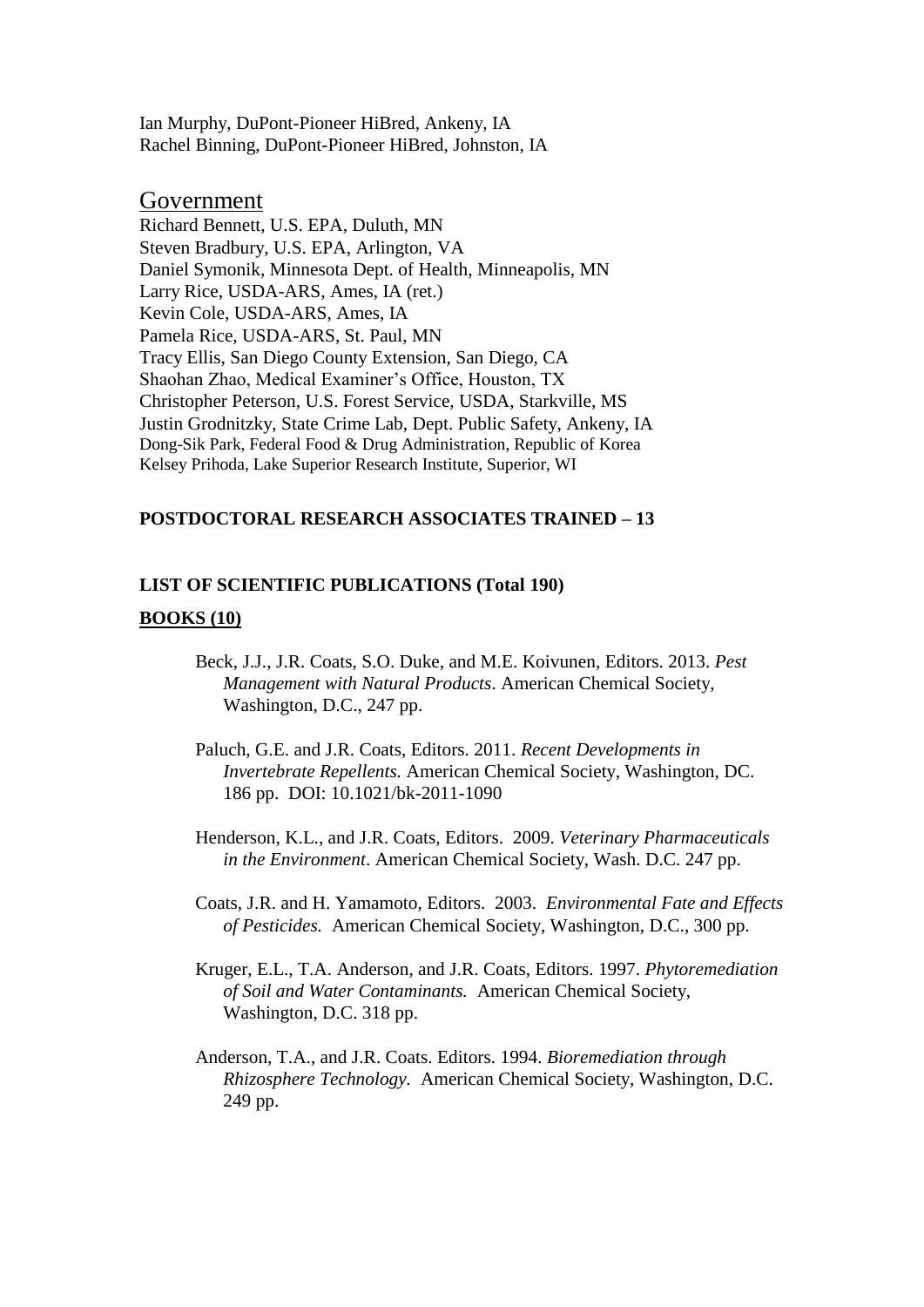Ian Murphy, DuPont-Pioneer HiBred, Ankeny, IA
Rachel Binning, DuPont-Pioneer HiBred, Johnston, IA

## Government

Richard Bennett, U.S. EPA, Duluth, MN
Steven Bradbury, U.S. EPA, Arlington, VA
Daniel Symonik, Minnesota Dept. of Health, Minneapolis, MN
Larry Rice, USDA-ARS, Ames, IA (ret.)
Kevin Cole, USDA-ARS, Ames, IA
Pamela Rice, USDA-ARS, St. Paul, MN
Tracy Ellis, San Diego County Extension, San Diego, CA
Shaohan Zhao, Medical Examiner's Office, Houston, TX
Christopher Peterson, U.S. Forest Service, USDA, Starkville, MS
Justin Grodnitzky, State Crime Lab, Dept. Public Safety, Ankeny, IA
Dong-Sik Park, Federal Food & Drug Administration, Republic of Korea
Kelsey Prihoda, Lake Superior Research Institute, Superior, WI

**POSTDOCTORAL RESEARCH ASSOCIATES TRAINED – 13**

**LIST OF SCIENTIFIC PUBLICATIONS (Total 190)**

**BOOKS (10)**

Beck, J.J., J.R. Coats, S.O. Duke, and M.E. Koivunen, Editors. 2013. *Pest Management with Natural Products*. American Chemical Society, Washington, D.C., 247 pp.

Paluch, G.E. and J.R. Coats, Editors. 2011. *Recent Developments in Invertebrate Repellents.* American Chemical Society, Washington, DC. 186 pp. DOI: 10.1021/bk-2011-1090

Henderson, K.L., and J.R. Coats, Editors. 2009. *Veterinary Pharmaceuticals in the Environment*. American Chemical Society, Wash. D.C. 247 pp.

Coats, J.R. and H. Yamamoto, Editors. 2003. *Environmental Fate and Effects of Pesticides.* American Chemical Society, Washington, D.C., 300 pp.

Kruger, E.L., T.A. Anderson, and J.R. Coats, Editors. 1997. *Phytoremediation of Soil and Water Contaminants.* American Chemical Society, Washington, D.C. 318 pp.

Anderson, T.A., and J.R. Coats. Editors. 1994. *Bioremediation through Rhizosphere Technology.* American Chemical Society, Washington, D.C. 249 pp.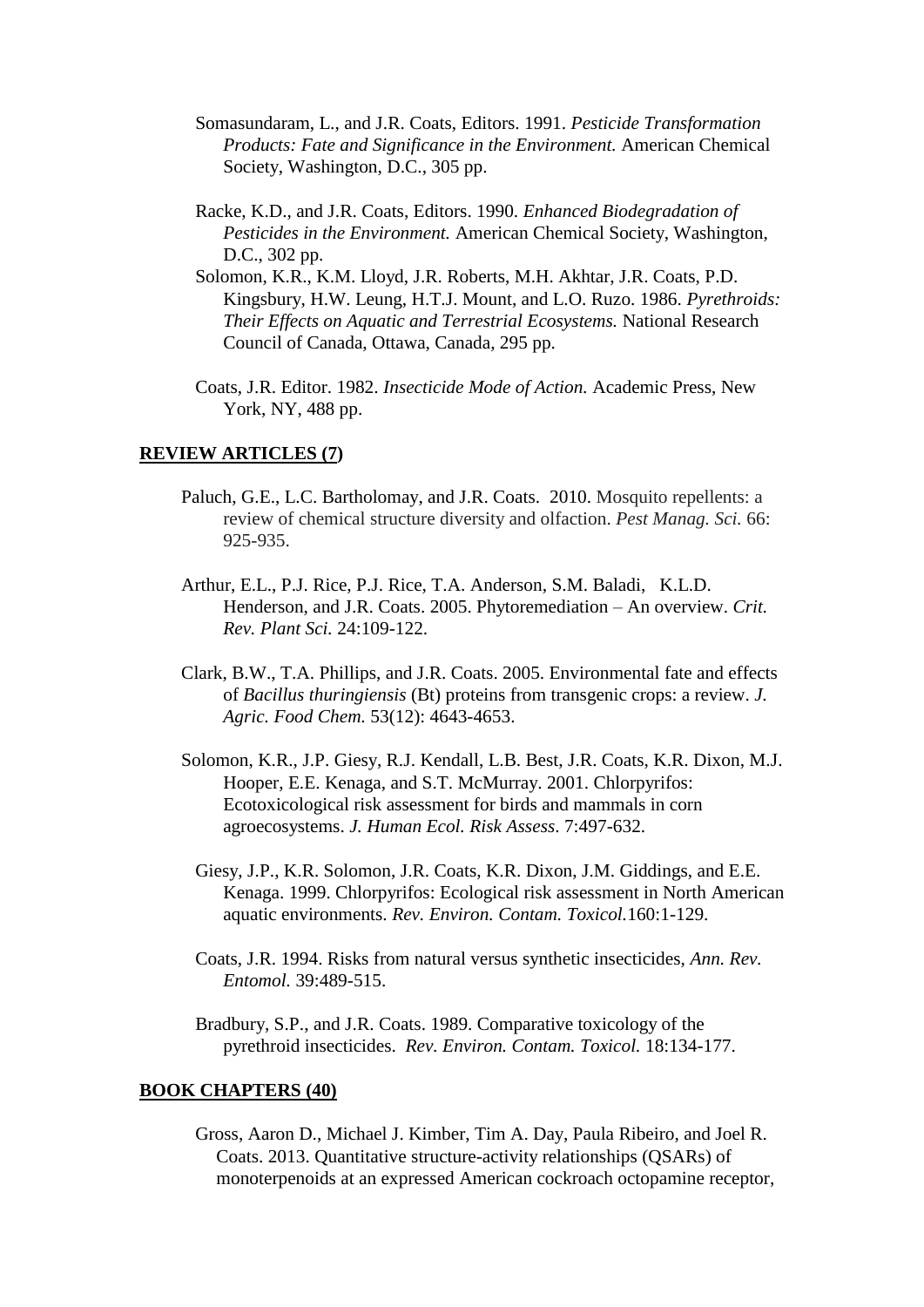Somasundaram, L., and J.R. Coats, Editors. 1991. *Pesticide Transformation Products: Fate and Significance in the Environment.* American Chemical Society, Washington, D.C., 305 pp.

Racke, K.D., and J.R. Coats, Editors. 1990. *Enhanced Biodegradation of Pesticides in the Environment.* American Chemical Society, Washington, D.C., 302 pp.

Solomon, K.R., K.M. Lloyd, J.R. Roberts, M.H. Akhtar, J.R. Coats, P.D. Kingsbury, H.W. Leung, H.T.J. Mount, and L.O. Ruzo. 1986. *Pyrethroids: Their Effects on Aquatic and Terrestrial Ecosystems.* National Research Council of Canada, Ottawa, Canada, 295 pp.

Coats, J.R. Editor. 1982. *Insecticide Mode of Action.* Academic Press, New York, NY, 488 pp.

## REVIEW ARTICLES (7)

Paluch, G.E., L.C. Bartholomay, and J.R. Coats. 2010. Mosquito repellents: a review of chemical structure diversity and olfaction. *Pest Manag. Sci.* 66: 925-935.

Arthur, E.L., P.J. Rice, P.J. Rice, T.A. Anderson, S.M. Baladi, K.L.D. Henderson, and J.R. Coats. 2005. Phytoremediation – An overview. *Crit. Rev. Plant Sci.* 24:109-122.

Clark, B.W., T.A. Phillips, and J.R. Coats. 2005. Environmental fate and effects of *Bacillus thuringiensis* (Bt) proteins from transgenic crops: a review. *J. Agric. Food Chem.* 53(12): 4643-4653.

Solomon, K.R., J.P. Giesy, R.J. Kendall, L.B. Best, J.R. Coats, K.R. Dixon, M.J. Hooper, E.E. Kenaga, and S.T. McMurray. 2001. Chlorpyrifos: Ecotoxicological risk assessment for birds and mammals in corn agroecosystems. *J. Human Ecol. Risk Assess*. 7:497-632.

Giesy, J.P., K.R. Solomon, J.R. Coats, K.R. Dixon, J.M. Giddings, and E.E. Kenaga. 1999. Chlorpyrifos: Ecological risk assessment in North American aquatic environments. *Rev. Environ. Contam. Toxicol.*160:1-129.

Coats, J.R. 1994. Risks from natural versus synthetic insecticides, *Ann. Rev. Entomol.* 39:489-515.

Bradbury, S.P., and J.R. Coats. 1989. Comparative toxicology of the pyrethroid insecticides. *Rev. Environ. Contam. Toxicol.* 18:134-177.

## BOOK CHAPTERS (40)

Gross, Aaron D., Michael J. Kimber, Tim A. Day, Paula Ribeiro, and Joel R. Coats. 2013. Quantitative structure-activity relationships (QSARs) of monoterpenoids at an expressed American cockroach octopamine receptor,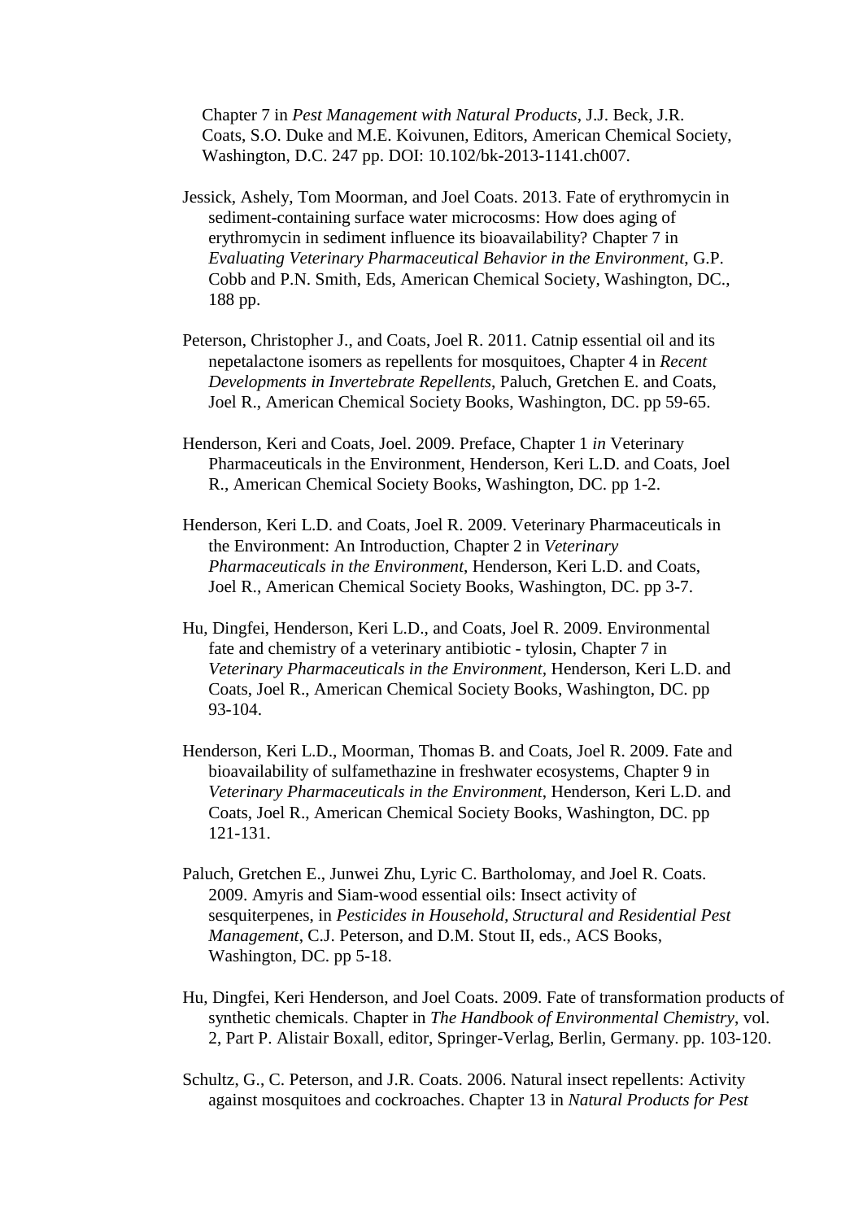Chapter 7 in *Pest Management with Natural Products*, J.J. Beck, J.R. Coats, S.O. Duke and M.E. Koivunen, Editors, American Chemical Society, Washington, D.C. 247 pp. DOI: 10.102/bk-2013-1141.ch007.

Jessick, Ashely, Tom Moorman, and Joel Coats. 2013. Fate of erythromycin in sediment-containing surface water microcosms: How does aging of erythromycin in sediment influence its bioavailability? Chapter 7 in *Evaluating Veterinary Pharmaceutical Behavior in the Environment*, G.P. Cobb and P.N. Smith, Eds, American Chemical Society, Washington, DC., 188 pp.

Peterson, Christopher J., and Coats, Joel R. 2011. Catnip essential oil and its nepetalactone isomers as repellents for mosquitoes, Chapter 4 in *Recent Developments in Invertebrate Repellents*, Paluch, Gretchen E. and Coats, Joel R., American Chemical Society Books, Washington, DC. pp 59-65.

Henderson, Keri and Coats, Joel. 2009. Preface, Chapter 1 *in* Veterinary Pharmaceuticals in the Environment, Henderson, Keri L.D. and Coats, Joel R., American Chemical Society Books, Washington, DC. pp 1-2.

Henderson, Keri L.D. and Coats, Joel R. 2009. Veterinary Pharmaceuticals in the Environment: An Introduction, Chapter 2 in *Veterinary Pharmaceuticals in the Environment*, Henderson, Keri L.D. and Coats, Joel R., American Chemical Society Books, Washington, DC. pp 3-7.

Hu, Dingfei, Henderson, Keri L.D., and Coats, Joel R. 2009. Environmental fate and chemistry of a veterinary antibiotic - tylosin, Chapter 7 in *Veterinary Pharmaceuticals in the Environment*, Henderson, Keri L.D. and Coats, Joel R., American Chemical Society Books, Washington, DC. pp 93-104.

Henderson, Keri L.D., Moorman, Thomas B. and Coats, Joel R. 2009. Fate and bioavailability of sulfamethazine in freshwater ecosystems, Chapter 9 in *Veterinary Pharmaceuticals in the Environment*, Henderson, Keri L.D. and Coats, Joel R., American Chemical Society Books, Washington, DC. pp 121-131.

Paluch, Gretchen E., Junwei Zhu, Lyric C. Bartholomay, and Joel R. Coats. 2009. Amyris and Siam-wood essential oils: Insect activity of sesquiterpenes, in *Pesticides in Household, Structural and Residential Pest Management*, C.J. Peterson, and D.M. Stout II, eds., ACS Books, Washington, DC. pp 5-18.

Hu, Dingfei, Keri Henderson, and Joel Coats. 2009. Fate of transformation products of synthetic chemicals. Chapter in *The Handbook of Environmental Chemistry*, vol. 2, Part P. Alistair Boxall, editor, Springer-Verlag, Berlin, Germany. pp. 103-120.

Schultz, G., C. Peterson, and J.R. Coats. 2006. Natural insect repellents: Activity against mosquitoes and cockroaches. Chapter 13 in *Natural Products for Pest*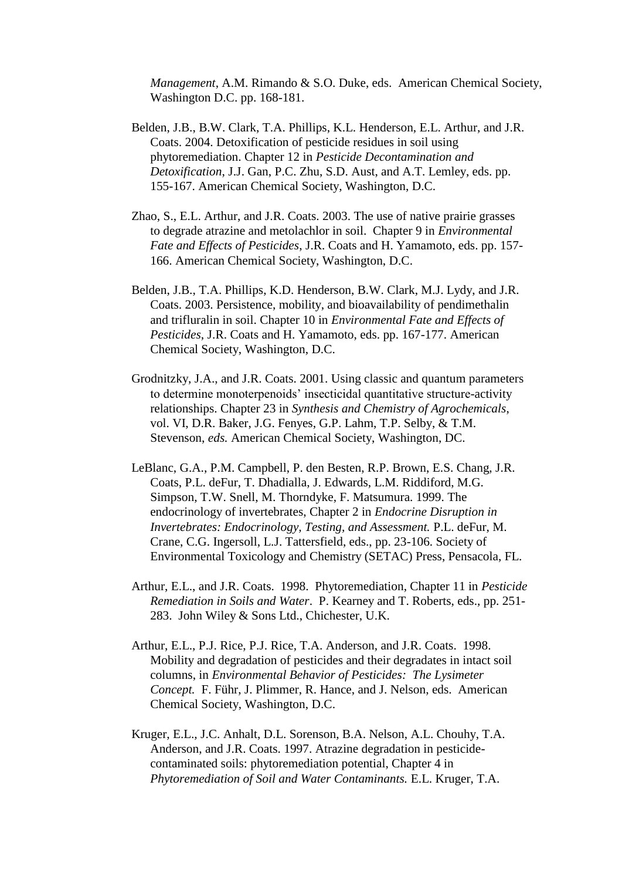*Management*, A.M. Rimando & S.O. Duke, eds. American Chemical Society, Washington D.C. pp. 168-181.

Belden, J.B., B.W. Clark, T.A. Phillips, K.L. Henderson, E.L. Arthur, and J.R. Coats. 2004. Detoxification of pesticide residues in soil using phytoremediation. Chapter 12 in *Pesticide Decontamination and Detoxification*, J.J. Gan, P.C. Zhu, S.D. Aust, and A.T. Lemley, eds. pp. 155-167. American Chemical Society, Washington, D.C.

Zhao, S., E.L. Arthur, and J.R. Coats. 2003. The use of native prairie grasses to degrade atrazine and metolachlor in soil. Chapter 9 in *Environmental Fate and Effects of Pesticides*, J.R. Coats and H. Yamamoto, eds. pp. 157-166. American Chemical Society, Washington, D.C.

Belden, J.B., T.A. Phillips, K.D. Henderson, B.W. Clark, M.J. Lydy, and J.R. Coats. 2003. Persistence, mobility, and bioavailability of pendimethalin and trifluralin in soil. Chapter 10 in *Environmental Fate and Effects of Pesticides*, J.R. Coats and H. Yamamoto, eds. pp. 167-177. American Chemical Society, Washington, D.C.

Grodnitzky, J.A., and J.R. Coats. 2001. Using classic and quantum parameters to determine monoterpenoids' insecticidal quantitative structure-activity relationships. Chapter 23 in *Synthesis and Chemistry of Agrochemicals*, vol. VI, D.R. Baker, J.G. Fenyes, G.P. Lahm, T.P. Selby, & T.M. Stevenson, *eds.* American Chemical Society, Washington, DC.

LeBlanc, G.A., P.M. Campbell, P. den Besten, R.P. Brown, E.S. Chang, J.R. Coats, P.L. deFur, T. Dhadialla, J. Edwards, L.M. Riddiford, M.G. Simpson, T.W. Snell, M. Thorndyke, F. Matsumura. 1999. The endocrinology of invertebrates, Chapter 2 in *Endocrine Disruption in Invertebrates: Endocrinology, Testing, and Assessment.* P.L. deFur, M. Crane, C.G. Ingersoll, L.J. Tattersfield, eds., pp. 23-106. Society of Environmental Toxicology and Chemistry (SETAC) Press, Pensacola, FL.

Arthur, E.L., and J.R. Coats. 1998. Phytoremediation, Chapter 11 in *Pesticide Remediation in Soils and Water*. P. Kearney and T. Roberts, eds., pp. 251-283. John Wiley & Sons Ltd., Chichester, U.K.

Arthur, E.L., P.J. Rice, P.J. Rice, T.A. Anderson, and J.R. Coats. 1998. Mobility and degradation of pesticides and their degradates in intact soil columns, in *Environmental Behavior of Pesticides: The Lysimeter Concept.* F. Führ, J. Plimmer, R. Hance, and J. Nelson, eds. American Chemical Society, Washington, D.C.

Kruger, E.L., J.C. Anhalt, D.L. Sorenson, B.A. Nelson, A.L. Chouhy, T.A. Anderson, and J.R. Coats. 1997. Atrazine degradation in pesticide-contaminated soils: phytoremediation potential, Chapter 4 in *Phytoremediation of Soil and Water Contaminants.* E.L. Kruger, T.A.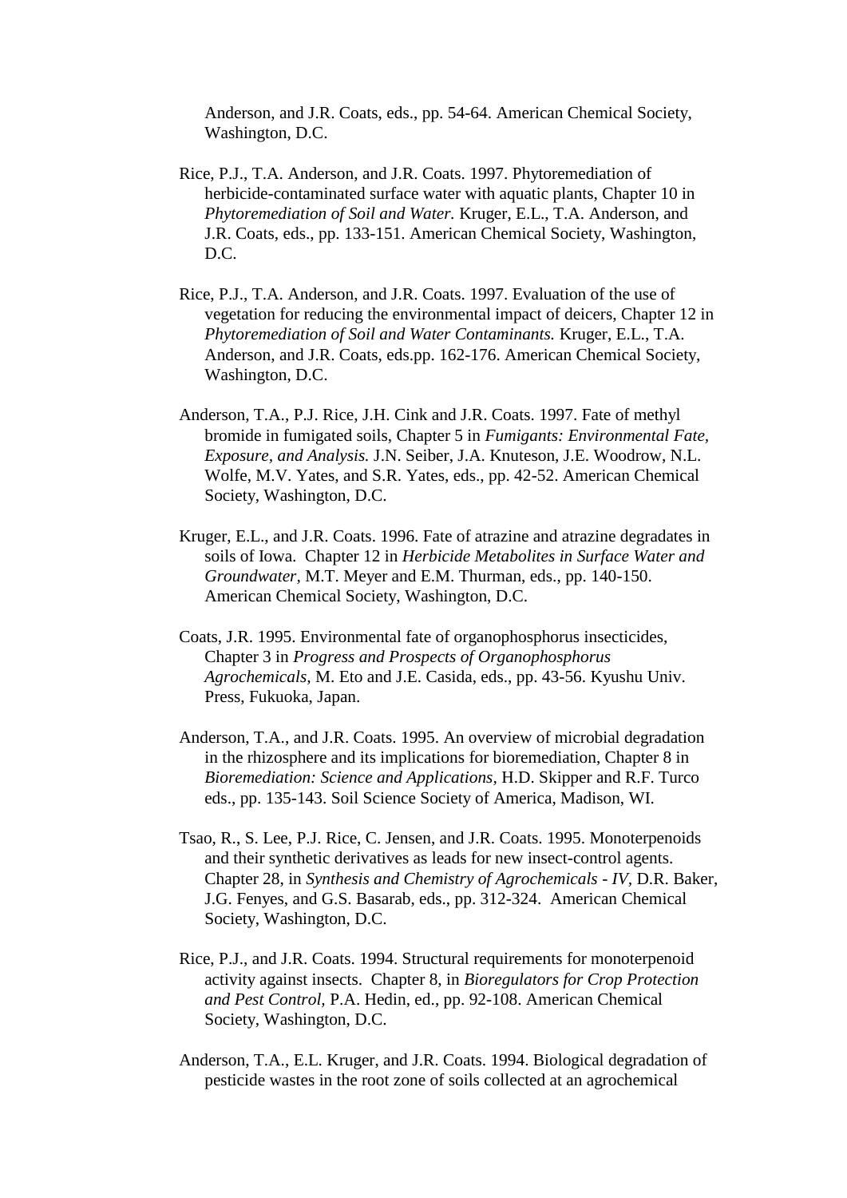Anderson, and J.R. Coats, eds., pp. 54-64. American Chemical Society, Washington, D.C.

Rice, P.J., T.A. Anderson, and J.R. Coats. 1997. Phytoremediation of herbicide-contaminated surface water with aquatic plants, Chapter 10 in *Phytoremediation of Soil and Water.* Kruger, E.L., T.A. Anderson, and J.R. Coats, eds., pp. 133-151. American Chemical Society, Washington, D.C.

Rice, P.J., T.A. Anderson, and J.R. Coats. 1997. Evaluation of the use of vegetation for reducing the environmental impact of deicers, Chapter 12 in *Phytoremediation of Soil and Water Contaminants.* Kruger, E.L., T.A. Anderson, and J.R. Coats, eds.pp. 162-176. American Chemical Society, Washington, D.C.

Anderson, T.A., P.J. Rice, J.H. Cink and J.R. Coats. 1997. Fate of methyl bromide in fumigated soils, Chapter 5 in *Fumigants: Environmental Fate, Exposure, and Analysis.* J.N. Seiber, J.A. Knuteson, J.E. Woodrow, N.L. Wolfe, M.V. Yates, and S.R. Yates, eds., pp. 42-52. American Chemical Society, Washington, D.C.

Kruger, E.L., and J.R. Coats. 1996. Fate of atrazine and atrazine degradates in soils of Iowa. Chapter 12 in *Herbicide Metabolites in Surface Water and Groundwater,* M.T. Meyer and E.M. Thurman, eds., pp. 140-150. American Chemical Society, Washington, D.C.

Coats, J.R. 1995. Environmental fate of organophosphorus insecticides, Chapter 3 in *Progress and Prospects of Organophosphorus Agrochemicals,* M. Eto and J.E. Casida, eds., pp. 43-56. Kyushu Univ. Press, Fukuoka, Japan.

Anderson, T.A., and J.R. Coats. 1995. An overview of microbial degradation in the rhizosphere and its implications for bioremediation, Chapter 8 in *Bioremediation: Science and Applications*, H.D. Skipper and R.F. Turco eds., pp. 135-143. Soil Science Society of America, Madison, WI.

Tsao, R., S. Lee, P.J. Rice, C. Jensen, and J.R. Coats. 1995. Monoterpenoids and their synthetic derivatives as leads for new insect-control agents. Chapter 28, in *Synthesis and Chemistry of Agrochemicals - IV*, D.R. Baker, J.G. Fenyes, and G.S. Basarab, eds., pp. 312-324. American Chemical Society, Washington, D.C.

Rice, P.J., and J.R. Coats. 1994. Structural requirements for monoterpenoid activity against insects. Chapter 8, in *Bioregulators for Crop Protection and Pest Control*, P.A. Hedin, ed., pp. 92-108. American Chemical Society, Washington, D.C.

Anderson, T.A., E.L. Kruger, and J.R. Coats. 1994. Biological degradation of pesticide wastes in the root zone of soils collected at an agrochemical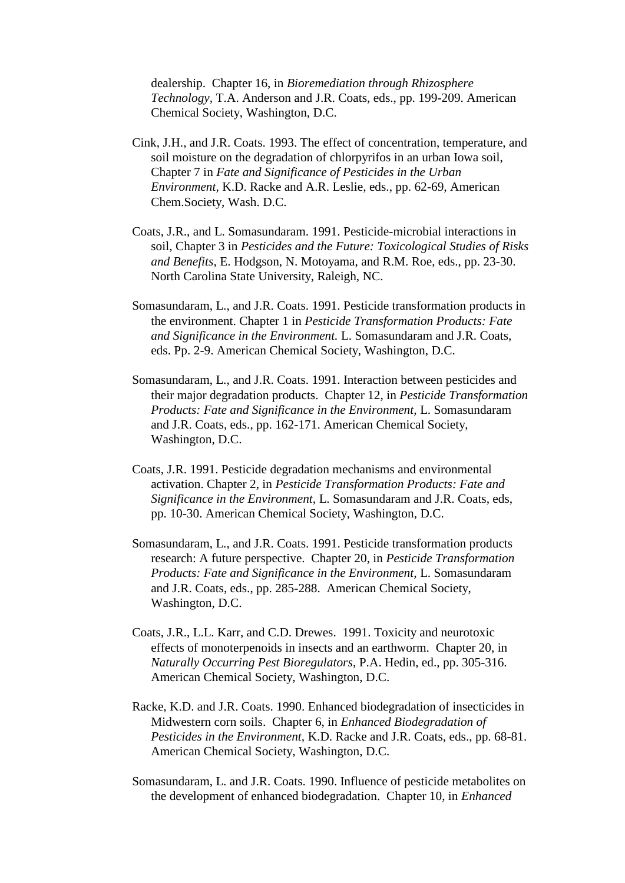dealership. Chapter 16, in *Bioremediation through Rhizosphere Technology*, T.A. Anderson and J.R. Coats, eds., pp. 199-209. American Chemical Society, Washington, D.C.

Cink, J.H., and J.R. Coats. 1993. The effect of concentration, temperature, and soil moisture on the degradation of chlorpyrifos in an urban Iowa soil, Chapter 7 in *Fate and Significance of Pesticides in the Urban Environment*, K.D. Racke and A.R. Leslie, eds., pp. 62-69, American Chem.Society, Wash. D.C.

Coats, J.R., and L. Somasundaram. 1991. Pesticide-microbial interactions in soil, Chapter 3 in *Pesticides and the Future: Toxicological Studies of Risks and Benefits*, E. Hodgson, N. Motoyama, and R.M. Roe, eds., pp. 23-30. North Carolina State University, Raleigh, NC.

Somasundaram, L., and J.R. Coats. 1991. Pesticide transformation products in the environment. Chapter 1 in *Pesticide Transformation Products: Fate and Significance in the Environment.* L. Somasundaram and J.R. Coats, eds. Pp. 2-9. American Chemical Society, Washington, D.C.

Somasundaram, L., and J.R. Coats. 1991. Interaction between pesticides and their major degradation products. Chapter 12, in *Pesticide Transformation Products: Fate and Significance in the Environment*, L. Somasundaram and J.R. Coats, eds., pp. 162-171. American Chemical Society, Washington, D.C.

Coats, J.R. 1991. Pesticide degradation mechanisms and environmental activation. Chapter 2, in *Pesticide Transformation Products: Fate and Significance in the Environment*, L. Somasundaram and J.R. Coats, eds, pp. 10-30. American Chemical Society, Washington, D.C.

Somasundaram, L., and J.R. Coats. 1991. Pesticide transformation products research: A future perspective. Chapter 20, in *Pesticide Transformation Products: Fate and Significance in the Environment*, L. Somasundaram and J.R. Coats, eds., pp. 285-288. American Chemical Society, Washington, D.C.

Coats, J.R., L.L. Karr, and C.D. Drewes. 1991. Toxicity and neurotoxic effects of monoterpenoids in insects and an earthworm. Chapter 20, in *Naturally Occurring Pest Bioregulators*, P.A. Hedin, ed., pp. 305-316. American Chemical Society, Washington, D.C.

Racke, K.D. and J.R. Coats. 1990. Enhanced biodegradation of insecticides in Midwestern corn soils. Chapter 6, in *Enhanced Biodegradation of Pesticides in the Environment*, K.D. Racke and J.R. Coats, eds., pp. 68-81. American Chemical Society, Washington, D.C.

Somasundaram, L. and J.R. Coats. 1990. Influence of pesticide metabolites on the development of enhanced biodegradation. Chapter 10, in *Enhanced*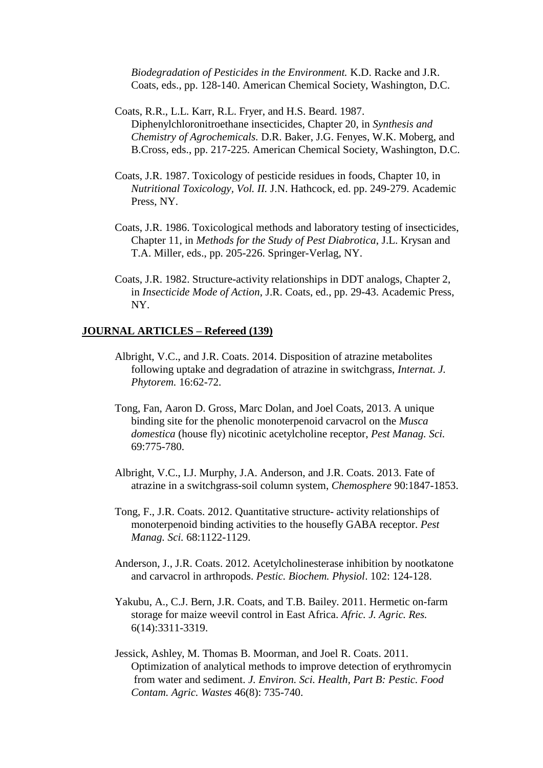*Biodegradation of Pesticides in the Environment.* K.D. Racke and J.R. Coats, eds., pp. 128-140. American Chemical Society, Washington, D.C.

Coats, R.R., L.L. Karr, R.L. Fryer, and H.S. Beard. 1987. Diphenylchloronitroethane insecticides, Chapter 20, in *Synthesis and Chemistry of Agrochemicals.* D.R. Baker, J.G. Fenyes, W.K. Moberg, and B.Cross, eds., pp. 217-225. American Chemical Society, Washington, D.C.

Coats, J.R. 1987. Toxicology of pesticide residues in foods, Chapter 10, in *Nutritional Toxicology, Vol. II.* J.N. Hathcock, ed. pp. 249-279. Academic Press, NY.

Coats, J.R. 1986. Toxicological methods and laboratory testing of insecticides, Chapter 11, in *Methods for the Study of Pest Diabrotica*, J.L. Krysan and T.A. Miller, eds., pp. 205-226. Springer-Verlag, NY.

Coats, J.R. 1982. Structure-activity relationships in DDT analogs, Chapter 2, in *Insecticide Mode of Action*, J.R. Coats, ed., pp. 29-43. Academic Press, NY.

**JOURNAL ARTICLES – Refereed (139)**

Albright, V.C., and J.R. Coats. 2014. Disposition of atrazine metabolites following uptake and degradation of atrazine in switchgrass, *Internat. J. Phytorem.* 16:62-72.

Tong, Fan, Aaron D. Gross, Marc Dolan, and Joel Coats, 2013. A unique binding site for the phenolic monoterpenoid carvacrol on the *Musca domestica* (house fly) nicotinic acetylcholine receptor, *Pest Manag. Sci.* 69:775-780.

Albright, V.C., I.J. Murphy, J.A. Anderson, and J.R. Coats. 2013. Fate of atrazine in a switchgrass-soil column system, *Chemosphere* 90:1847-1853.

Tong, F., J.R. Coats. 2012. Quantitative structure- activity relationships of monoterpenoid binding activities to the housefly GABA receptor. *Pest Manag. Sci.* 68:1122-1129.

Anderson, J., J.R. Coats. 2012. Acetylcholinesterase inhibition by nootkatone and carvacrol in arthropods. *Pestic. Biochem. Physiol*. 102: 124-128.

Yakubu, A., C.J. Bern, J.R. Coats, and T.B. Bailey. 2011. Hermetic on-farm storage for maize weevil control in East Africa. *Afric. J. Agric. Res.* 6(14):3311-3319.

Jessick, Ashley, M. Thomas B. Moorman, and Joel R. Coats. 2011. Optimization of analytical methods to improve detection of erythromycin from water and sediment. *J. Environ. Sci. Health, Part B: Pestic. Food Contam. Agric. Wastes* 46(8): 735-740.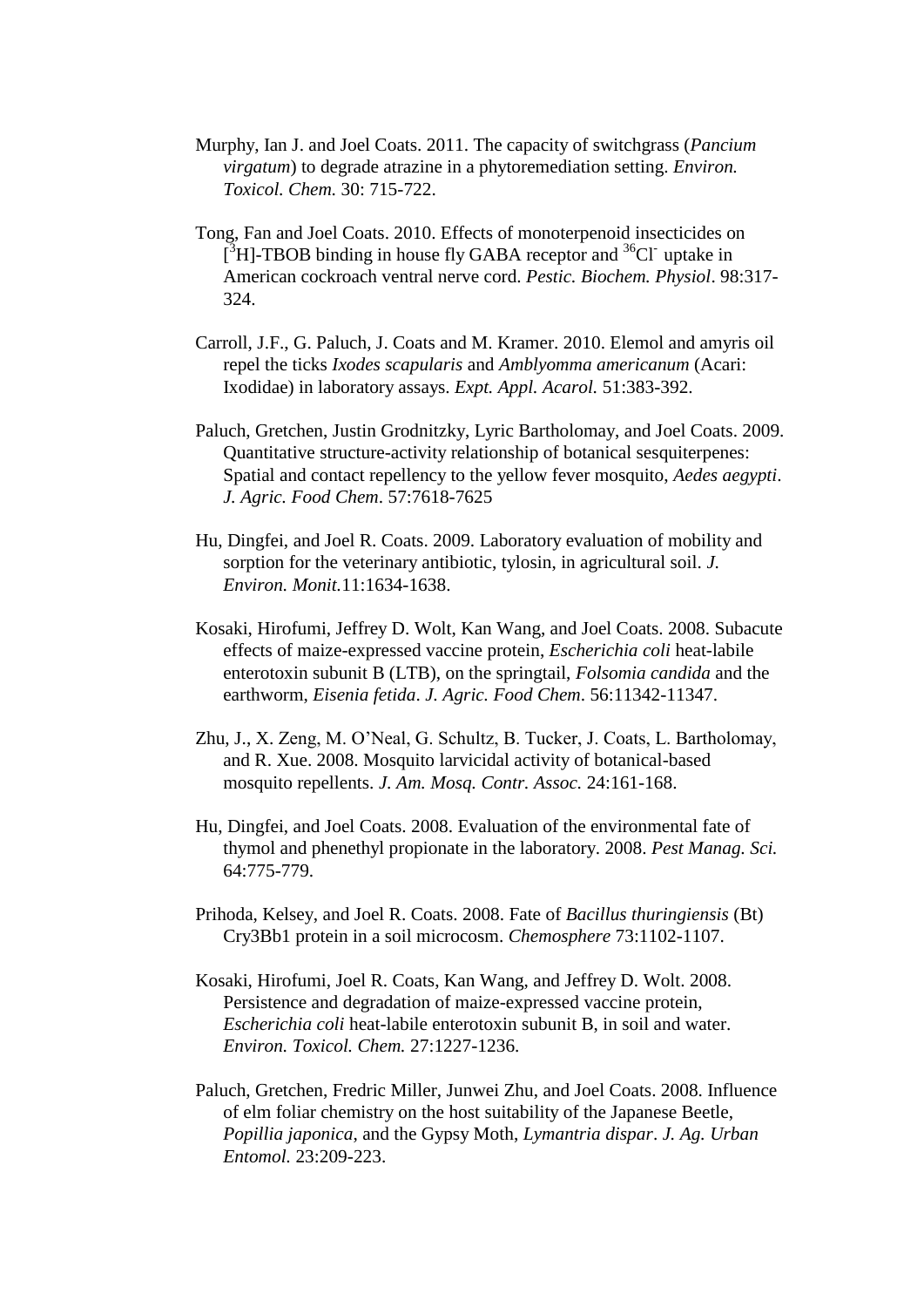Murphy, Ian J. and Joel Coats. 2011. The capacity of switchgrass (*Pancium virgatum*) to degrade atrazine in a phytoremediation setting. *Environ. Toxicol. Chem.* 30: 715-722.

Tong, Fan and Joel Coats. 2010. Effects of monoterpenoid insecticides on $[^3H]$-TBOB binding in house fly GABA receptor and $^{36}Cl^-$ uptake in American cockroach ventral nerve cord. *Pestic. Biochem. Physiol*. 98:317-324.

Carroll, J.F., G. Paluch, J. Coats and M. Kramer. 2010. Elemol and amyris oil repel the ticks *Ixodes scapularis* and *Amblyomma americanum* (Acari: Ixodidae) in laboratory assays. *Expt. Appl. Acarol.* 51:383-392.

Paluch, Gretchen, Justin Grodnitzky, Lyric Bartholomay, and Joel Coats. 2009. Quantitative structure-activity relationship of botanical sesquiterpenes: Spatial and contact repellency to the yellow fever mosquito, *Aedes aegypti*. *J. Agric. Food Chem*. 57:7618-7625

Hu, Dingfei, and Joel R. Coats. 2009. Laboratory evaluation of mobility and sorption for the veterinary antibiotic, tylosin, in agricultural soil. *J. Environ. Monit.*11:1634-1638.

Kosaki, Hirofumi, Jeffrey D. Wolt, Kan Wang, and Joel Coats. 2008. Subacute effects of maize-expressed vaccine protein, *Escherichia coli* heat-labile enterotoxin subunit B (LTB), on the springtail, *Folsomia candida* and the earthworm, *Eisenia fetida*. *J. Agric. Food Chem*. 56:11342-11347.

Zhu, J., X. Zeng, M. O'Neal, G. Schultz, B. Tucker, J. Coats, L. Bartholomay, and R. Xue. 2008. Mosquito larvicidal activity of botanical-based mosquito repellents. *J. Am. Mosq. Contr. Assoc.* 24:161-168.

Hu, Dingfei, and Joel Coats. 2008. Evaluation of the environmental fate of thymol and phenethyl propionate in the laboratory. 2008. *Pest Manag. Sci.* 64:775-779.

Prihoda, Kelsey, and Joel R. Coats. 2008. Fate of *Bacillus thuringiensis* (Bt) Cry3Bb1 protein in a soil microcosm. *Chemosphere* 73:1102-1107.

Kosaki, Hirofumi, Joel R. Coats, Kan Wang, and Jeffrey D. Wolt. 2008. Persistence and degradation of maize-expressed vaccine protein, *Escherichia coli* heat-labile enterotoxin subunit B, in soil and water. *Environ. Toxicol. Chem.* 27:1227-1236.

Paluch, Gretchen, Fredric Miller, Junwei Zhu, and Joel Coats. 2008. Influence of elm foliar chemistry on the host suitability of the Japanese Beetle, *Popillia japonica*, and the Gypsy Moth, *Lymantria dispar*. *J. Ag. Urban Entomol.* 23:209-223.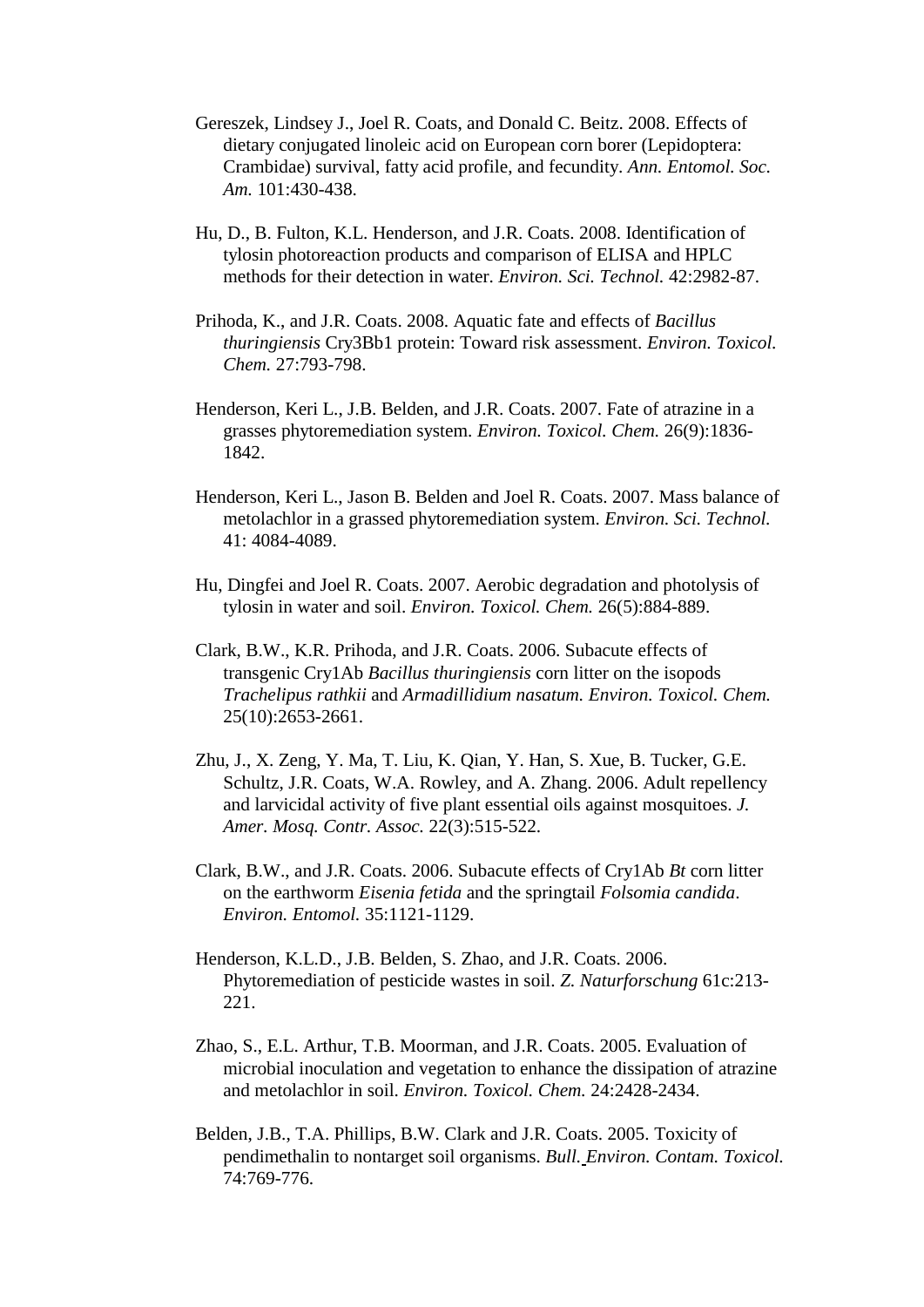Gereszek, Lindsey J., Joel R. Coats, and Donald C. Beitz. 2008. Effects of dietary conjugated linoleic acid on European corn borer (Lepidoptera: Crambidae) survival, fatty acid profile, and fecundity. *Ann. Entomol. Soc. Am.* 101:430-438.

Hu, D., B. Fulton, K.L. Henderson, and J.R. Coats. 2008. Identification of tylosin photoreaction products and comparison of ELISA and HPLC methods for their detection in water. *Environ. Sci. Technol.* 42:2982-87.

Prihoda, K., and J.R. Coats. 2008. Aquatic fate and effects of *Bacillus thuringiensis* Cry3Bb1 protein: Toward risk assessment. *Environ. Toxicol. Chem.* 27:793-798.

Henderson, Keri L., J.B. Belden, and J.R. Coats. 2007. Fate of atrazine in a grasses phytoremediation system. *Environ. Toxicol. Chem.* 26(9):1836-1842.

Henderson, Keri L., Jason B. Belden and Joel R. Coats. 2007. Mass balance of metolachlor in a grassed phytoremediation system. *Environ. Sci. Technol.* 41: 4084-4089.

Hu, Dingfei and Joel R. Coats. 2007. Aerobic degradation and photolysis of tylosin in water and soil. *Environ. Toxicol. Chem.* 26(5):884-889.

Clark, B.W., K.R. Prihoda, and J.R. Coats. 2006. Subacute effects of transgenic Cry1Ab *Bacillus thuringiensis* corn litter on the isopods *Trachelipus rathkii* and *Armadillidium nasatum. Environ. Toxicol. Chem.* 25(10):2653-2661.

Zhu, J., X. Zeng, Y. Ma, T. Liu, K. Qian, Y. Han, S. Xue, B. Tucker, G.E. Schultz, J.R. Coats, W.A. Rowley, and A. Zhang. 2006. Adult repellency and larvicidal activity of five plant essential oils against mosquitoes. *J. Amer. Mosq. Contr. Assoc.* 22(3):515-522.

Clark, B.W., and J.R. Coats. 2006. Subacute effects of Cry1Ab *Bt* corn litter on the earthworm *Eisenia fetida* and the springtail *Folsomia candida*. *Environ. Entomol.* 35:1121-1129.

Henderson, K.L.D., J.B. Belden, S. Zhao, and J.R. Coats. 2006. Phytoremediation of pesticide wastes in soil. *Z. Naturforschung* 61c:213-221.

Zhao, S., E.L. Arthur, T.B. Moorman, and J.R. Coats. 2005. Evaluation of microbial inoculation and vegetation to enhance the dissipation of atrazine and metolachlor in soil. *Environ. Toxicol. Chem.* 24:2428-2434.

Belden, J.B., T.A. Phillips, B.W. Clark and J.R. Coats. 2005. Toxicity of pendimethalin to nontarget soil organisms. *Bull. Environ. Contam. Toxicol.* 74:769-776.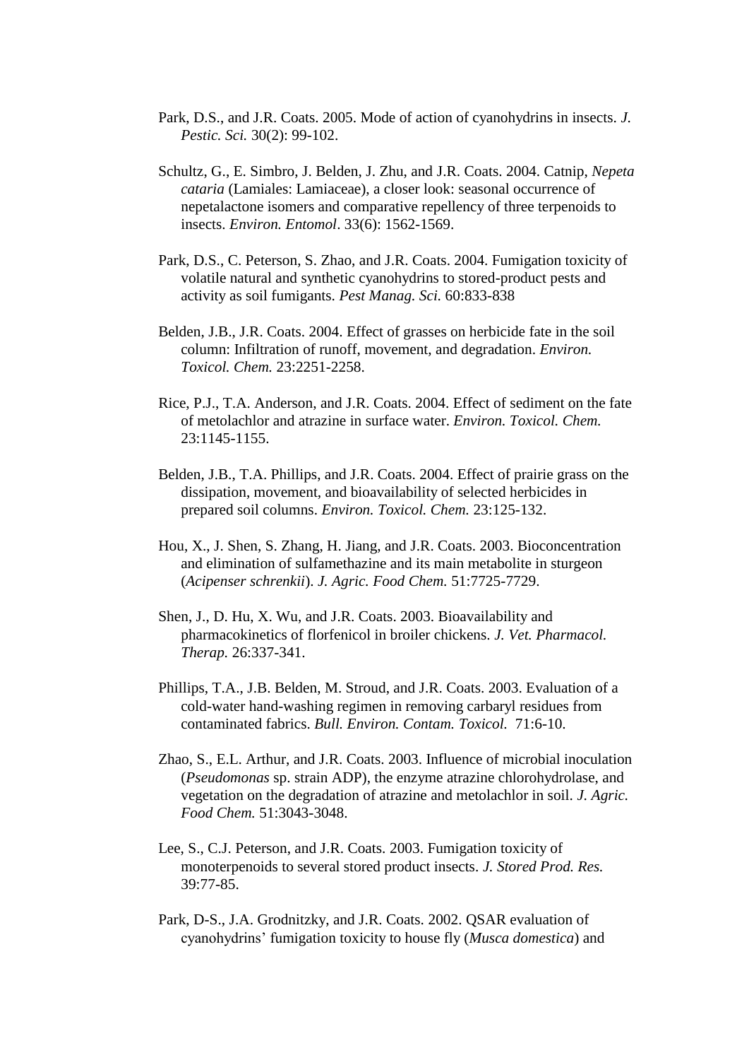Park, D.S., and J.R. Coats. 2005. Mode of action of cyanohydrins in insects. *J. Pestic. Sci.* 30(2): 99-102.

Schultz, G., E. Simbro, J. Belden, J. Zhu, and J.R. Coats. 2004. Catnip, *Nepeta cataria* (Lamiales: Lamiaceae), a closer look: seasonal occurrence of nepetalactone isomers and comparative repellency of three terpenoids to insects. *Environ. Entomol*. 33(6): 1562-1569.

Park, D.S., C. Peterson, S. Zhao, and J.R. Coats. 2004. Fumigation toxicity of volatile natural and synthetic cyanohydrins to stored-product pests and activity as soil fumigants. *Pest Manag. Sci.* 60:833-838

Belden, J.B., J.R. Coats. 2004. Effect of grasses on herbicide fate in the soil column: Infiltration of runoff, movement, and degradation. *Environ. Toxicol. Chem.* 23:2251-2258.

Rice, P.J., T.A. Anderson, and J.R. Coats. 2004. Effect of sediment on the fate of metolachlor and atrazine in surface water. *Environ. Toxicol. Chem.* 23:1145-1155.

Belden, J.B., T.A. Phillips, and J.R. Coats. 2004. Effect of prairie grass on the dissipation, movement, and bioavailability of selected herbicides in prepared soil columns. *Environ. Toxicol. Chem.* 23:125-132.

Hou, X., J. Shen, S. Zhang, H. Jiang, and J.R. Coats. 2003. Bioconcentration and elimination of sulfamethazine and its main metabolite in sturgeon (*Acipenser schrenkii*). *J. Agric. Food Chem.* 51:7725-7729.

Shen, J., D. Hu, X. Wu, and J.R. Coats. 2003. Bioavailability and pharmacokinetics of florfenicol in broiler chickens. *J. Vet. Pharmacol. Therap.* 26:337-341.

Phillips, T.A., J.B. Belden, M. Stroud, and J.R. Coats. 2003. Evaluation of a cold-water hand-washing regimen in removing carbaryl residues from contaminated fabrics. *Bull. Environ. Contam. Toxicol.* 71:6-10.

Zhao, S., E.L. Arthur, and J.R. Coats. 2003. Influence of microbial inoculation (*Pseudomonas* sp. strain ADP), the enzyme atrazine chlorohydrolase, and vegetation on the degradation of atrazine and metolachlor in soil. *J. Agric. Food Chem.* 51:3043-3048.

Lee, S., C.J. Peterson, and J.R. Coats. 2003. Fumigation toxicity of monoterpenoids to several stored product insects. *J. Stored Prod. Res.* 39:77-85.

Park, D-S., J.A. Grodnitzky, and J.R. Coats. 2002. QSAR evaluation of cyanohydrins' fumigation toxicity to house fly (*Musca domestica*) and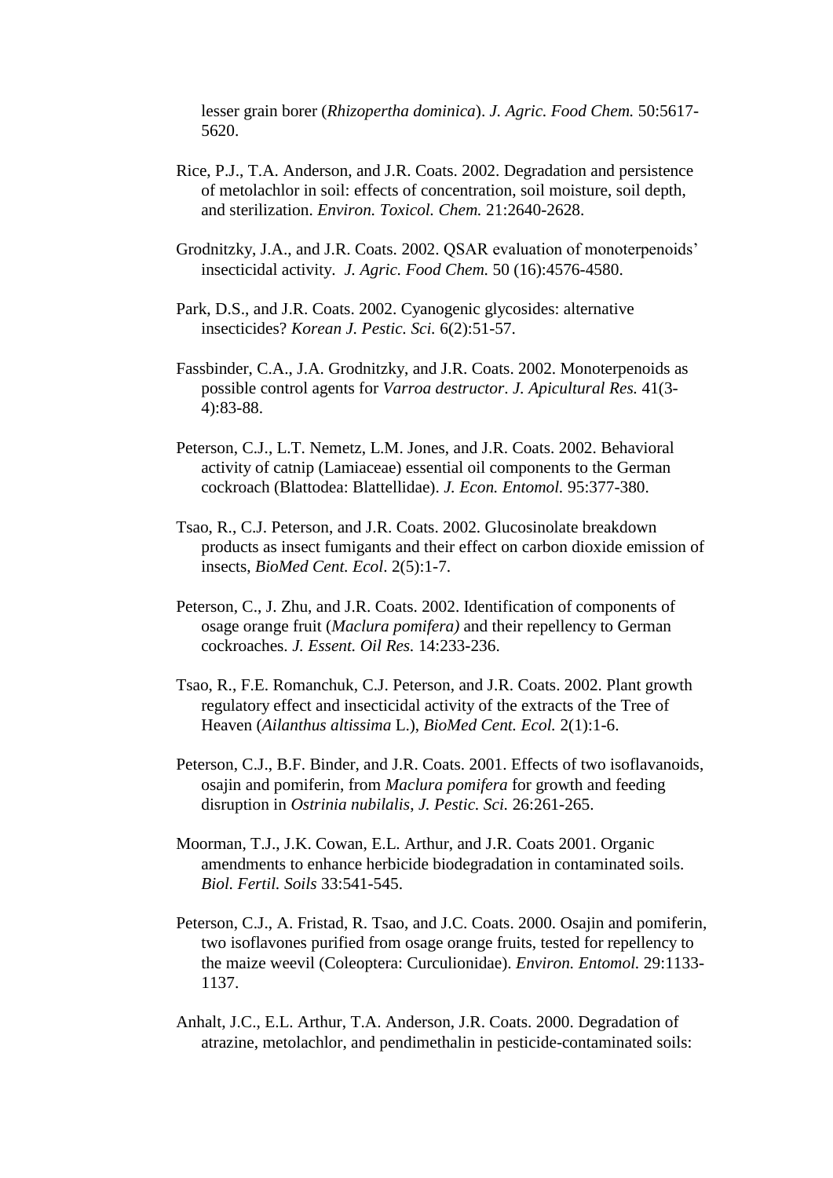lesser grain borer (*Rhizopertha dominica*). *J. Agric. Food Chem.* 50:5617-5620.

Rice, P.J., T.A. Anderson, and J.R. Coats. 2002. Degradation and persistence of metolachlor in soil: effects of concentration, soil moisture, soil depth, and sterilization. *Environ. Toxicol. Chem.* 21:2640-2628.

Grodnitzky, J.A., and J.R. Coats. 2002. QSAR evaluation of monoterpenoids' insecticidal activity. *J. Agric. Food Chem.* 50 (16):4576-4580.

Park, D.S., and J.R. Coats. 2002. Cyanogenic glycosides: alternative insecticides? *Korean J. Pestic. Sci.* 6(2):51-57.

Fassbinder, C.A., J.A. Grodnitzky, and J.R. Coats. 2002. Monoterpenoids as possible control agents for *Varroa destructor*. *J. Apicultural Res.* 41(3-4):83-88.

Peterson, C.J., L.T. Nemetz, L.M. Jones, and J.R. Coats. 2002. Behavioral activity of catnip (Lamiaceae) essential oil components to the German cockroach (Blattodea: Blattellidae). *J. Econ. Entomol.* 95:377-380.

Tsao, R., C.J. Peterson, and J.R. Coats. 2002. Glucosinolate breakdown products as insect fumigants and their effect on carbon dioxide emission of insects, *BioMed Cent. Ecol*. 2(5):1-7.

Peterson, C., J. Zhu, and J.R. Coats. 2002. Identification of components of osage orange fruit (*Maclura pomifera)* and their repellency to German cockroaches. *J. Essent. Oil Res.* 14:233-236.

Tsao, R., F.E. Romanchuk, C.J. Peterson, and J.R. Coats. 2002. Plant growth regulatory effect and insecticidal activity of the extracts of the Tree of Heaven (*Ailanthus altissima* L.), *BioMed Cent. Ecol.* 2(1):1-6.

Peterson, C.J., B.F. Binder, and J.R. Coats. 2001. Effects of two isoflavanoids, osajin and pomiferin, from *Maclura pomifera* for growth and feeding disruption in *Ostrinia nubilalis*, *J. Pestic. Sci.* 26:261-265.

Moorman, T.J., J.K. Cowan, E.L. Arthur, and J.R. Coats 2001. Organic amendments to enhance herbicide biodegradation in contaminated soils. *Biol. Fertil. Soils* 33:541-545.

Peterson, C.J., A. Fristad, R. Tsao, and J.C. Coats. 2000. Osajin and pomiferin, two isoflavones purified from osage orange fruits, tested for repellency to the maize weevil (Coleoptera: Curculionidae). *Environ. Entomol.* 29:1133-1137.

Anhalt, J.C., E.L. Arthur, T.A. Anderson, J.R. Coats. 2000. Degradation of atrazine, metolachlor, and pendimethalin in pesticide-contaminated soils: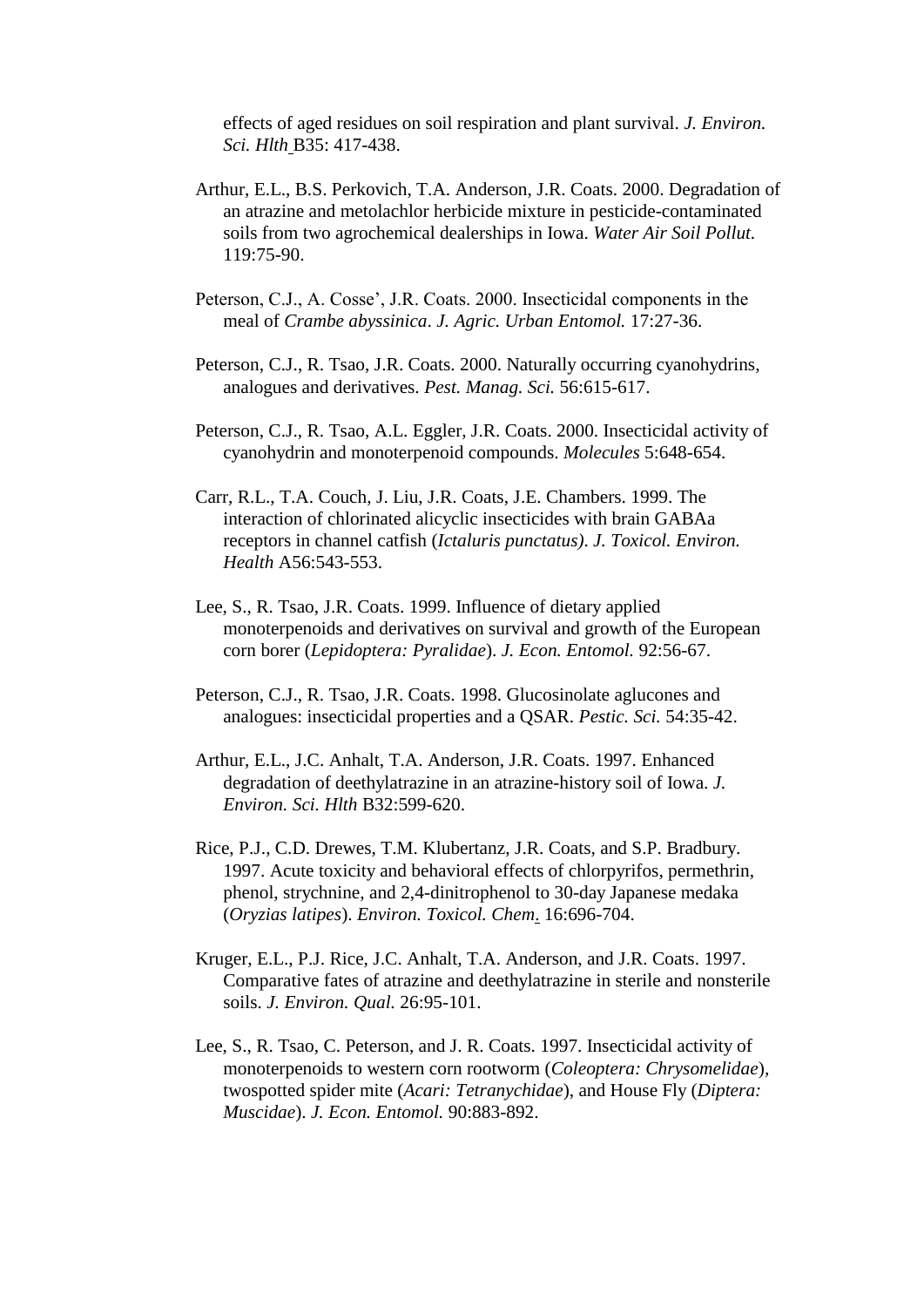effects of aged residues on soil respiration and plant survival. *J. Environ. Sci. Hlth* B35: 417-438.

Arthur, E.L., B.S. Perkovich, T.A. Anderson, J.R. Coats. 2000. Degradation of an atrazine and metolachlor herbicide mixture in pesticide-contaminated soils from two agrochemical dealerships in Iowa. *Water Air Soil Pollut.* 119:75-90.

Peterson, C.J., A. Cosse', J.R. Coats. 2000. Insecticidal components in the meal of *Crambe abyssinica*. *J. Agric. Urban Entomol.* 17:27-36.

Peterson, C.J., R. Tsao, J.R. Coats. 2000. Naturally occurring cyanohydrins, analogues and derivatives. *Pest. Manag. Sci.* 56:615-617.

Peterson, C.J., R. Tsao, A.L. Eggler, J.R. Coats. 2000. Insecticidal activity of cyanohydrin and monoterpenoid compounds. *Molecules* 5:648-654.

Carr, R.L., T.A. Couch, J. Liu, J.R. Coats, J.E. Chambers. 1999. The interaction of chlorinated alicyclic insecticides with brain GABAa receptors in channel catfish (*Ictaluris punctatus)*. *J. Toxicol. Environ. Health* A56:543-553.

Lee, S., R. Tsao, J.R. Coats. 1999. Influence of dietary applied monoterpenoids and derivatives on survival and growth of the European corn borer (*Lepidoptera: Pyralidae*). *J. Econ. Entomol.* 92:56-67.

Peterson, C.J., R. Tsao, J.R. Coats. 1998. Glucosinolate aglucones and analogues: insecticidal properties and a QSAR. *Pestic. Sci.* 54:35-42.

Arthur, E.L., J.C. Anhalt, T.A. Anderson, J.R. Coats. 1997. Enhanced degradation of deethylatrazine in an atrazine-history soil of Iowa. *J. Environ. Sci. Hlth* B32:599-620.

Rice, P.J., C.D. Drewes, T.M. Klubertanz, J.R. Coats, and S.P. Bradbury. 1997. Acute toxicity and behavioral effects of chlorpyrifos, permethrin, phenol, strychnine, and 2,4-dinitrophenol to 30-day Japanese medaka (*Oryzias latipes*). *Environ. Toxicol. Chem.* 16:696-704.

Kruger, E.L., P.J. Rice, J.C. Anhalt, T.A. Anderson, and J.R. Coats. 1997. Comparative fates of atrazine and deethylatrazine in sterile and nonsterile soils. *J. Environ. Qual.* 26:95-101.

Lee, S., R. Tsao, C. Peterson, and J. R. Coats. 1997. Insecticidal activity of monoterpenoids to western corn rootworm (*Coleoptera: Chrysomelidae*), twospotted spider mite (*Acari: Tetranychidae*), and House Fly (*Diptera: Muscidae*). *J. Econ. Entomol.* 90:883-892.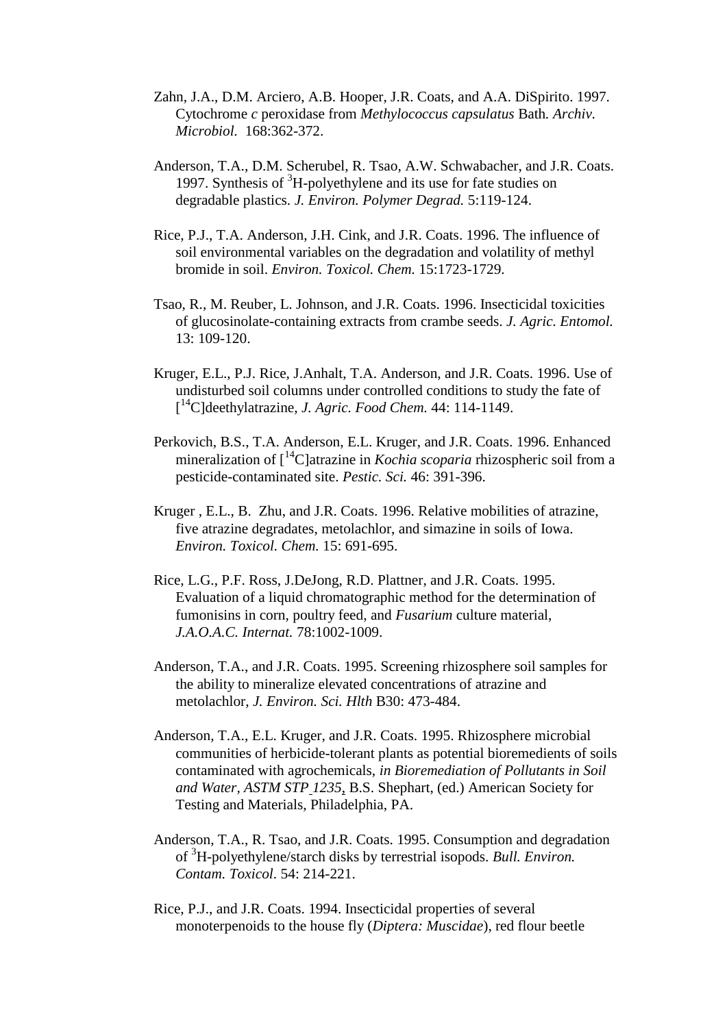Zahn, J.A., D.M. Arciero, A.B. Hooper, J.R. Coats, and A.A. DiSpirito. 1997. Cytochrome *c* peroxidase from *Methylococcus capsulatus* Bath. *Archiv. Microbiol.* 168:362-372.

Anderson, T.A., D.M. Scherubel, R. Tsao, A.W. Schwabacher, and J.R. Coats. 1997. Synthesis of $^{3}$H-polyethylene and its use for fate studies on degradable plastics. *J. Environ. Polymer Degrad.* 5:119-124.

Rice, P.J., T.A. Anderson, J.H. Cink, and J.R. Coats. 1996. The influence of soil environmental variables on the degradation and volatility of methyl bromide in soil. *Environ. Toxicol. Chem.* 15:1723-1729.

Tsao, R., M. Reuber, L. Johnson, and J.R. Coats. 1996. Insecticidal toxicities of glucosinolate-containing extracts from crambe seeds. *J. Agric. Entomol.* 13: 109-120.

Kruger, E.L., P.J. Rice, J.Anhalt, T.A. Anderson, and J.R. Coats. 1996. Use of undisturbed soil columns under controlled conditions to study the fate of [$^{14}$C]deethylatrazine, *J. Agric. Food Chem.* 44: 114-1149.

Perkovich, B.S., T.A. Anderson, E.L. Kruger, and J.R. Coats. 1996. Enhanced mineralization of [$^{14}$C]atrazine in *Kochia scoparia* rhizospheric soil from a pesticide-contaminated site. *Pestic. Sci.* 46: 391-396.

Kruger , E.L., B. Zhu, and J.R. Coats. 1996. Relative mobilities of atrazine, five atrazine degradates, metolachlor, and simazine in soils of Iowa. *Environ. Toxicol. Chem.* 15: 691-695.

Rice, L.G., P.F. Ross, J.DeJong, R.D. Plattner, and J.R. Coats. 1995. Evaluation of a liquid chromatographic method for the determination of fumonisins in corn, poultry feed, and *Fusarium* culture material, *J.A.O.A.C. Internat.* 78:1002-1009.

Anderson, T.A., and J.R. Coats. 1995. Screening rhizosphere soil samples for the ability to mineralize elevated concentrations of atrazine and metolachlor, *J. Environ. Sci. Hlth* B30: 473-484.

Anderson, T.A., E.L. Kruger, and J.R. Coats. 1995. Rhizosphere microbial communities of herbicide-tolerant plants as potential bioremedients of soils contaminated with agrochemicals, *in Bioremediation of Pollutants in Soil and Water, ASTM STP 1235*, B.S. Shephart, (ed.) American Society for Testing and Materials, Philadelphia, PA.

Anderson, T.A., R. Tsao, and J.R. Coats. 1995. Consumption and degradation of $^{3}$H-polyethylene/starch disks by terrestrial isopods. *Bull. Environ. Contam. Toxicol.* 54: 214-221.

Rice, P.J., and J.R. Coats. 1994. Insecticidal properties of several monoterpenoids to the house fly (*Diptera: Muscidae*), red flour beetle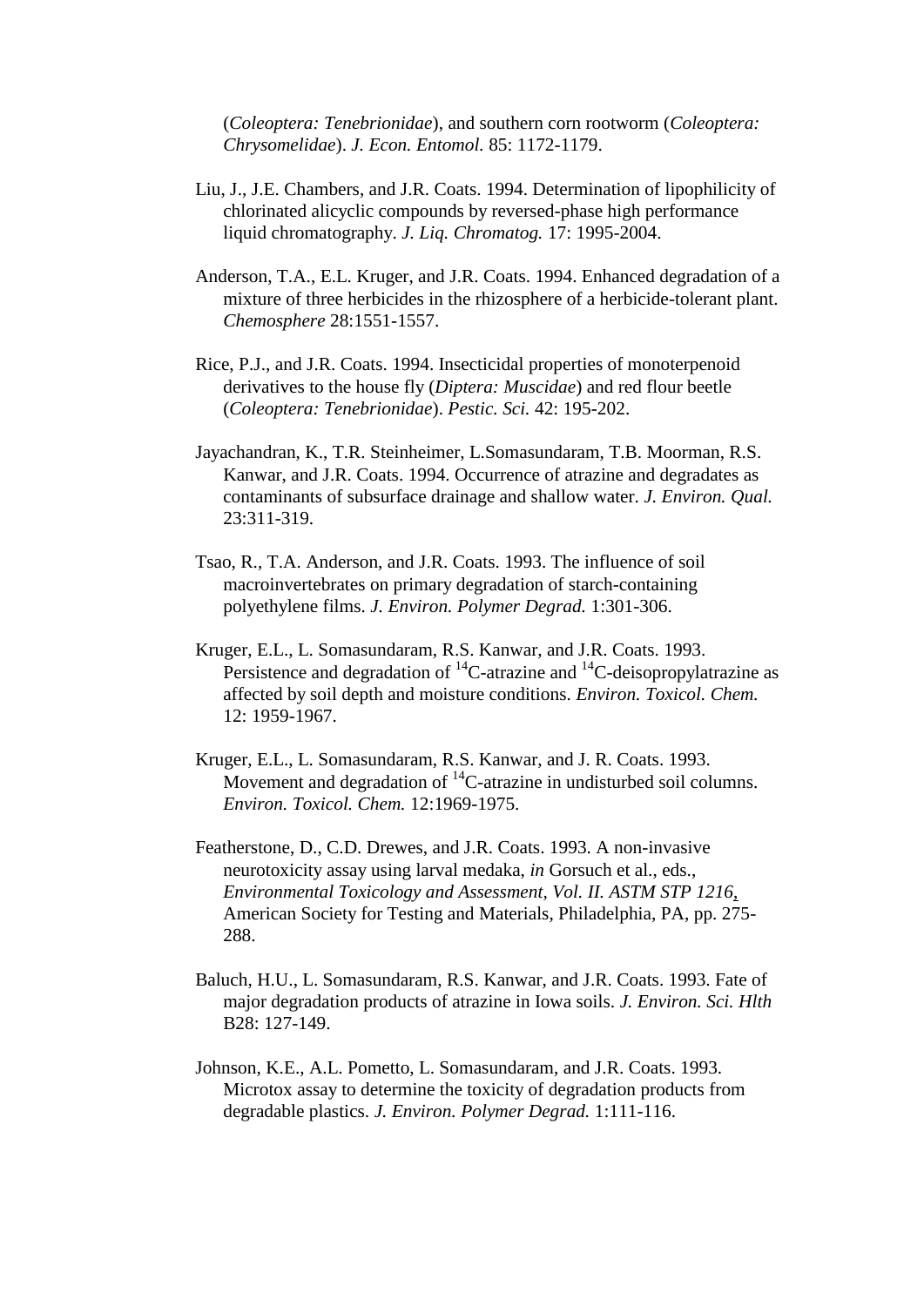(*Coleoptera: Tenebrionidae*), and southern corn rootworm (*Coleoptera: Chrysomelidae*). *J. Econ. Entomol.* 85: 1172-1179.

Liu, J., J.E. Chambers, and J.R. Coats. 1994. Determination of lipophilicity of chlorinated alicyclic compounds by reversed-phase high performance liquid chromatography. *J. Liq. Chromatog.* 17: 1995-2004.

Anderson, T.A., E.L. Kruger, and J.R. Coats. 1994. Enhanced degradation of a mixture of three herbicides in the rhizosphere of a herbicide-tolerant plant. *Chemosphere* 28:1551-1557.

Rice, P.J., and J.R. Coats. 1994. Insecticidal properties of monoterpenoid derivatives to the house fly (*Diptera: Muscidae*) and red flour beetle (*Coleoptera: Tenebrionidae*). *Pestic. Sci.* 42: 195-202.

Jayachandran, K., T.R. Steinheimer, L.Somasundaram, T.B. Moorman, R.S. Kanwar, and J.R. Coats. 1994. Occurrence of atrazine and degradates as contaminants of subsurface drainage and shallow water. *J. Environ. Qual.* 23:311-319.

Tsao, R., T.A. Anderson, and J.R. Coats. 1993. The influence of soil macroinvertebrates on primary degradation of starch-containing polyethylene films. *J. Environ. Polymer Degrad.* 1:301-306.

Kruger, E.L., L. Somasundaram, R.S. Kanwar, and J.R. Coats. 1993. Persistence and degradation of $^{14}$C-atrazine and $^{14}$C-deisopropylatrazine as affected by soil depth and moisture conditions. *Environ. Toxicol. Chem.* 12: 1959-1967.

Kruger, E.L., L. Somasundaram, R.S. Kanwar, and J. R. Coats. 1993. Movement and degradation of $^{14}$C-atrazine in undisturbed soil columns. *Environ. Toxicol. Chem.* 12:1969-1975.

Featherstone, D., C.D. Drewes, and J.R. Coats. 1993. A non-invasive neurotoxicity assay using larval medaka, *in* Gorsuch et al., eds., *Environmental Toxicology and Assessment, Vol. II. ASTM STP 1216*, American Society for Testing and Materials, Philadelphia, PA, pp. 275-288.

Baluch, H.U., L. Somasundaram, R.S. Kanwar, and J.R. Coats. 1993. Fate of major degradation products of atrazine in Iowa soils. *J. Environ. Sci. Hlth* B28: 127-149.

Johnson, K.E., A.L. Pometto, L. Somasundaram, and J.R. Coats. 1993. Microtox assay to determine the toxicity of degradation products from degradable plastics. *J. Environ. Polymer Degrad.* 1:111-116.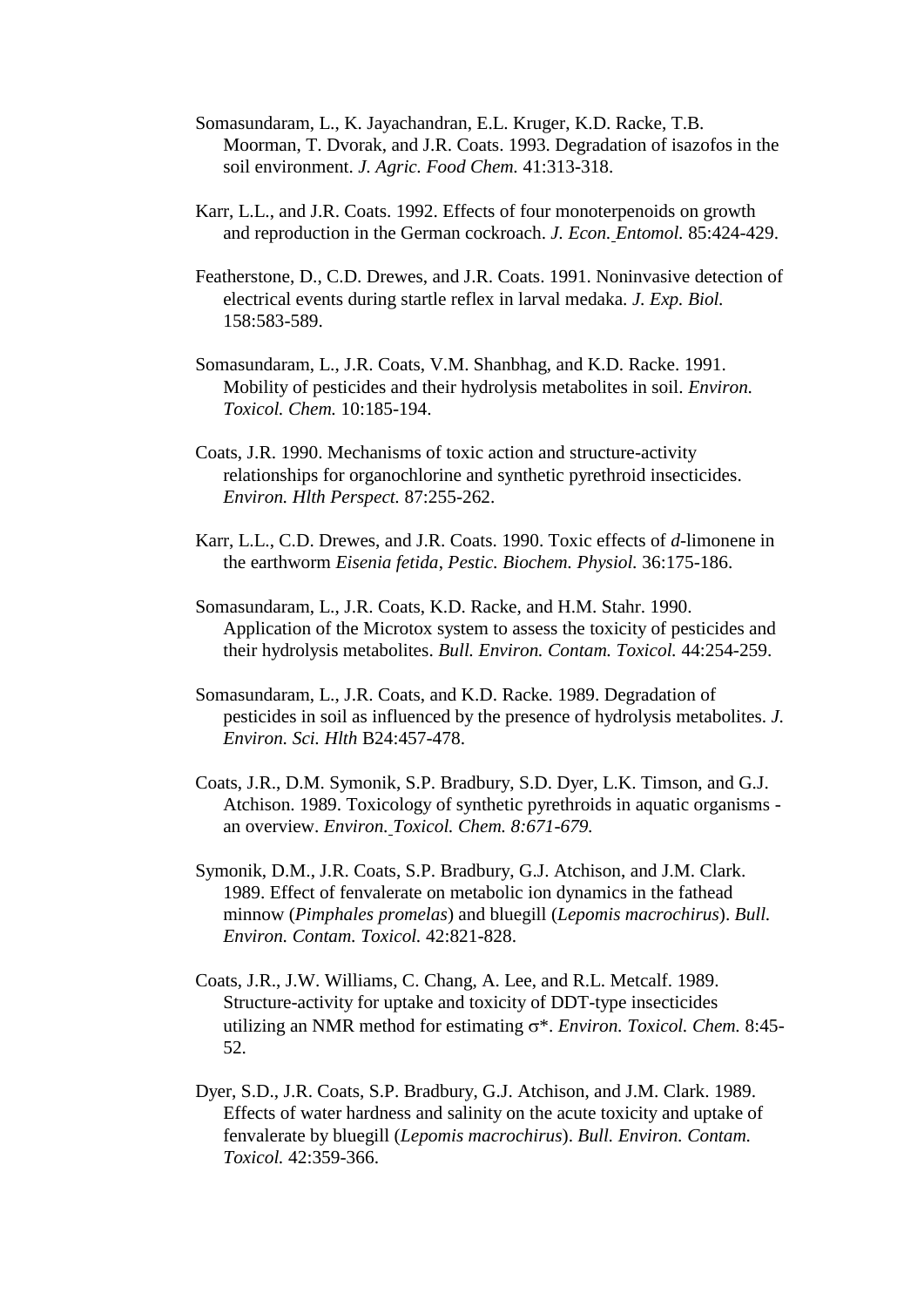Somasundaram, L., K. Jayachandran, E.L. Kruger, K.D. Racke, T.B. Moorman, T. Dvorak, and J.R. Coats. 1993. Degradation of isazofos in the soil environment. *J. Agric. Food Chem.* 41:313-318.

Karr, L.L., and J.R. Coats. 1992. Effects of four monoterpenoids on growth and reproduction in the German cockroach. *J. Econ. Entomol.* 85:424-429.

Featherstone, D., C.D. Drewes, and J.R. Coats. 1991. Noninvasive detection of electrical events during startle reflex in larval medaka. *J. Exp. Biol.* 158:583-589.

Somasundaram, L., J.R. Coats, V.M. Shanbhag, and K.D. Racke. 1991. Mobility of pesticides and their hydrolysis metabolites in soil. *Environ. Toxicol. Chem.* 10:185-194.

Coats, J.R. 1990. Mechanisms of toxic action and structure-activity relationships for organochlorine and synthetic pyrethroid insecticides. *Environ. Hlth Perspect.* 87:255-262.

Karr, L.L., C.D. Drewes, and J.R. Coats. 1990. Toxic effects of *d*-limonene in the earthworm *Eisenia fetida*, *Pestic. Biochem. Physiol.* 36:175-186.

Somasundaram, L., J.R. Coats, K.D. Racke, and H.M. Stahr. 1990. Application of the Microtox system to assess the toxicity of pesticides and their hydrolysis metabolites. *Bull. Environ. Contam. Toxicol.* 44:254-259.

Somasundaram, L., J.R. Coats, and K.D. Racke. 1989. Degradation of pesticides in soil as influenced by the presence of hydrolysis metabolites. *J. Environ. Sci. Hlth* B24:457-478.

Coats, J.R., D.M. Symonik, S.P. Bradbury, S.D. Dyer, L.K. Timson, and G.J. Atchison. 1989. Toxicology of synthetic pyrethroids in aquatic organisms - an overview. *Environ. Toxicol. Chem. 8:671-679.*

Symonik, D.M., J.R. Coats, S.P. Bradbury, G.J. Atchison, and J.M. Clark. 1989. Effect of fenvalerate on metabolic ion dynamics in the fathead minnow (*Pimphales promelas*) and bluegill (*Lepomis macrochirus*). *Bull. Environ. Contam. Toxicol.* 42:821-828.

Coats, J.R., J.W. Williams, C. Chang, A. Lee, and R.L. Metcalf. 1989. Structure-activity for uptake and toxicity of DDT-type insecticides utilizing an NMR method for estimating $\sigma^*$. *Environ. Toxicol. Chem.* 8:45-52.

Dyer, S.D., J.R. Coats, S.P. Bradbury, G.J. Atchison, and J.M. Clark. 1989. Effects of water hardness and salinity on the acute toxicity and uptake of fenvalerate by bluegill (*Lepomis macrochirus*). *Bull. Environ. Contam. Toxicol.* 42:359-366.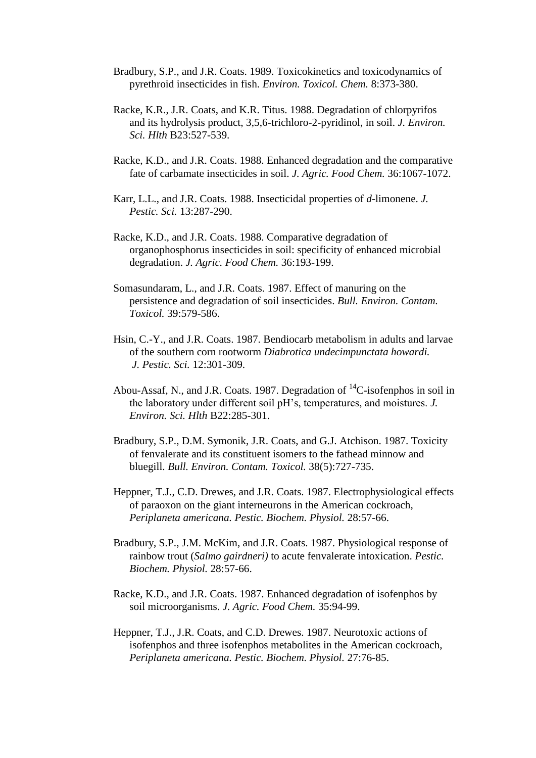Bradbury, S.P., and J.R. Coats. 1989. Toxicokinetics and toxicodynamics of pyrethroid insecticides in fish. *Environ. Toxicol. Chem.* 8:373-380.

Racke, K.R., J.R. Coats, and K.R. Titus. 1988. Degradation of chlorpyrifos and its hydrolysis product, 3,5,6-trichloro-2-pyridinol, in soil. *J. Environ. Sci. Hlth* B23:527-539.

Racke, K.D., and J.R. Coats. 1988. Enhanced degradation and the comparative fate of carbamate insecticides in soil. *J. Agric. Food Chem.* 36:1067-1072.

Karr, L.L., and J.R. Coats. 1988. Insecticidal properties of *d*-limonene. *J. Pestic. Sci.* 13:287-290.

Racke, K.D., and J.R. Coats. 1988. Comparative degradation of organophosphorus insecticides in soil: specificity of enhanced microbial degradation. *J. Agric. Food Chem.* 36:193-199.

Somasundaram, L., and J.R. Coats. 1987. Effect of manuring on the persistence and degradation of soil insecticides. *Bull. Environ. Contam. Toxicol.* 39:579-586.

Hsin, C.-Y., and J.R. Coats. 1987. Bendiocarb metabolism in adults and larvae of the southern corn rootworm *Diabrotica undecimpunctata howardi.* *J. Pestic. Sci.* 12:301-309.

Abou-Assaf, N., and J.R. Coats. 1987. Degradation of $^{14}$C-isofenphos in soil in the laboratory under different soil pH's, temperatures, and moistures. *J. Environ. Sci. Hlth* B22:285-301.

Bradbury, S.P., D.M. Symonik, J.R. Coats, and G.J. Atchison. 1987. Toxicity of fenvalerate and its constituent isomers to the fathead minnow and bluegill. *Bull. Environ. Contam. Toxicol.* 38(5):727-735.

Heppner, T.J., C.D. Drewes, and J.R. Coats. 1987. Electrophysiological effects of paraoxon on the giant interneurons in the American cockroach, *Periplaneta americana. Pestic. Biochem. Physiol.* 28:57-66.

Bradbury, S.P., J.M. McKim, and J.R. Coats. 1987. Physiological response of rainbow trout (*Salmo gairdneri)* to acute fenvalerate intoxication. *Pestic. Biochem. Physiol.* 28:57-66.

Racke, K.D., and J.R. Coats. 1987. Enhanced degradation of isofenphos by soil microorganisms. *J. Agric. Food Chem.* 35:94-99.

Heppner, T.J., J.R. Coats, and C.D. Drewes. 1987. Neurotoxic actions of isofenphos and three isofenphos metabolites in the American cockroach, *Periplaneta americana. Pestic. Biochem. Physiol.* 27:76-85.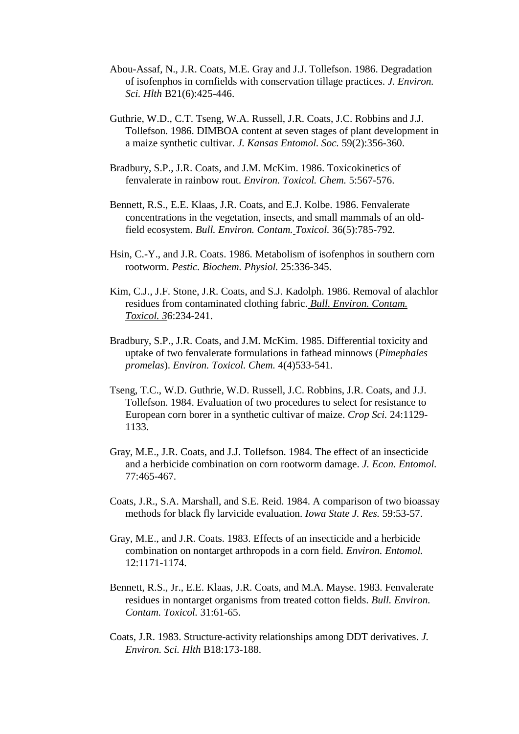Abou-Assaf, N., J.R. Coats, M.E. Gray and J.J. Tollefson. 1986. Degradation of isofenphos in cornfields with conservation tillage practices. *J. Environ. Sci. Hlth* B21(6):425-446.

Guthrie, W.D., C.T. Tseng, W.A. Russell, J.R. Coats, J.C. Robbins and J.J. Tollefson. 1986. DIMBOA content at seven stages of plant development in a maize synthetic cultivar. *J. Kansas Entomol. Soc.* 59(2):356-360.

Bradbury, S.P., J.R. Coats, and J.M. McKim. 1986. Toxicokinetics of fenvalerate in rainbow rout. *Environ. Toxicol. Chem.* 5:567-576.

Bennett, R.S., E.E. Klaas, J.R. Coats, and E.J. Kolbe. 1986. Fenvalerate concentrations in the vegetation, insects, and small mammals of an old-field ecosystem. *Bull. Environ. Contam. Toxicol.* 36(5):785-792.

Hsin, C.-Y., and J.R. Coats. 1986. Metabolism of isofenphos in southern corn rootworm. *Pestic. Biochem. Physiol.* 25:336-345.

Kim, C.J., J.F. Stone, J.R. Coats, and S.J. Kadolph. 1986. Removal of alachlor residues from contaminated clothing fabric. *Bull. Environ. Contam. Toxicol.* 36:234-241.

Bradbury, S.P., J.R. Coats, and J.M. McKim. 1985. Differential toxicity and uptake of two fenvalerate formulations in fathead minnows (*Pimephales promelas*). *Environ. Toxicol. Chem.* 4(4)533-541.

Tseng, T.C., W.D. Guthrie, W.D. Russell, J.C. Robbins, J.R. Coats, and J.J. Tollefson. 1984. Evaluation of two procedures to select for resistance to European corn borer in a synthetic cultivar of maize. *Crop Sci.* 24:1129-1133.

Gray, M.E., J.R. Coats, and J.J. Tollefson. 1984. The effect of an insecticide and a herbicide combination on corn rootworm damage. *J. Econ. Entomol.* 77:465-467.

Coats, J.R., S.A. Marshall, and S.E. Reid. 1984. A comparison of two bioassay methods for black fly larvicide evaluation. *Iowa State J. Res.* 59:53-57.

Gray, M.E., and J.R. Coats. 1983. Effects of an insecticide and a herbicide combination on nontarget arthropods in a corn field. *Environ. Entomol.* 12:1171-1174.

Bennett, R.S., Jr., E.E. Klaas, J.R. Coats, and M.A. Mayse. 1983. Fenvalerate residues in nontarget organisms from treated cotton fields. *Bull. Environ. Contam. Toxicol.* 31:61-65.

Coats, J.R. 1983. Structure-activity relationships among DDT derivatives. *J. Environ. Sci. Hlth* B18:173-188.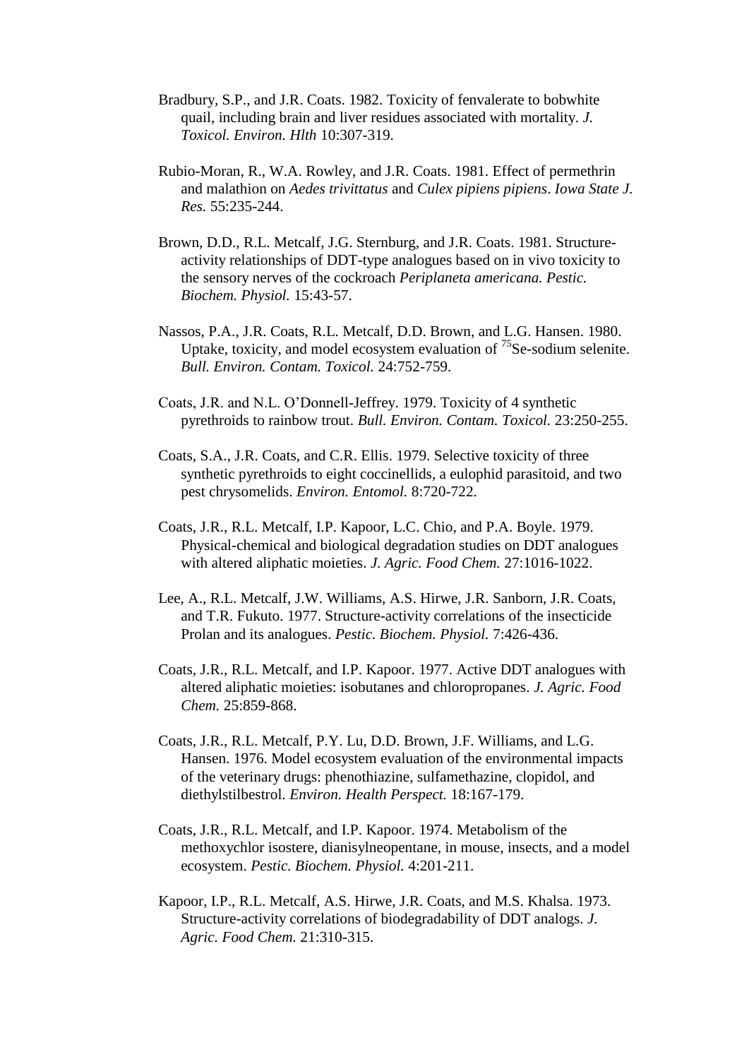Bradbury, S.P., and J.R. Coats. 1982. Toxicity of fenvalerate to bobwhite quail, including brain and liver residues associated with mortality. *J. Toxicol. Environ. Hlth* 10:307-319.

Rubio-Moran, R., W.A. Rowley, and J.R. Coats. 1981. Effect of permethrin and malathion on *Aedes trivittatus* and *Culex pipiens pipiens*. *Iowa State J. Res.* 55:235-244.

Brown, D.D., R.L. Metcalf, J.G. Sternburg, and J.R. Coats. 1981. Structure-activity relationships of DDT-type analogues based on in vivo toxicity to the sensory nerves of the cockroach *Periplaneta americana. Pestic. Biochem. Physiol.* 15:43-57.

Nassos, P.A., J.R. Coats, R.L. Metcalf, D.D. Brown, and L.G. Hansen. 1980. Uptake, toxicity, and model ecosystem evaluation of $^{75}$Se-sodium selenite. *Bull. Environ. Contam. Toxicol.* 24:752-759.

Coats, J.R. and N.L. O'Donnell-Jeffrey. 1979. Toxicity of 4 synthetic pyrethroids to rainbow trout. *Bull. Environ. Contam. Toxicol.* 23:250-255.

Coats, S.A., J.R. Coats, and C.R. Ellis. 1979. Selective toxicity of three synthetic pyrethroids to eight coccinellids, a eulophid parasitoid, and two pest chrysomelids. *Environ. Entomol.* 8:720-722.

Coats, J.R., R.L. Metcalf, I.P. Kapoor, L.C. Chio, and P.A. Boyle. 1979. Physical-chemical and biological degradation studies on DDT analogues with altered aliphatic moieties. *J. Agric. Food Chem.* 27:1016-1022.

Lee, A., R.L. Metcalf, J.W. Williams, A.S. Hirwe, J.R. Sanborn, J.R. Coats, and T.R. Fukuto. 1977. Structure-activity correlations of the insecticide Prolan and its analogues. *Pestic. Biochem. Physiol.* 7:426-436.

Coats, J.R., R.L. Metcalf, and I.P. Kapoor. 1977. Active DDT analogues with altered aliphatic moieties: isobutanes and chloropropanes. *J. Agric. Food Chem.* 25:859-868.

Coats, J.R., R.L. Metcalf, P.Y. Lu, D.D. Brown, J.F. Williams, and L.G. Hansen. 1976. Model ecosystem evaluation of the environmental impacts of the veterinary drugs: phenothiazine, sulfamethazine, clopidol, and diethylstilbestrol. *Environ. Health Perspect.* 18:167-179.

Coats, J.R., R.L. Metcalf, and I.P. Kapoor. 1974. Metabolism of the methoxychlor isostere, dianisylneopentane, in mouse, insects, and a model ecosystem. *Pestic. Biochem. Physiol.* 4:201-211.

Kapoor, I.P., R.L. Metcalf, A.S. Hirwe, J.R. Coats, and M.S. Khalsa. 1973. Structure-activity correlations of biodegradability of DDT analogs. *J. Agric. Food Chem.* 21:310-315.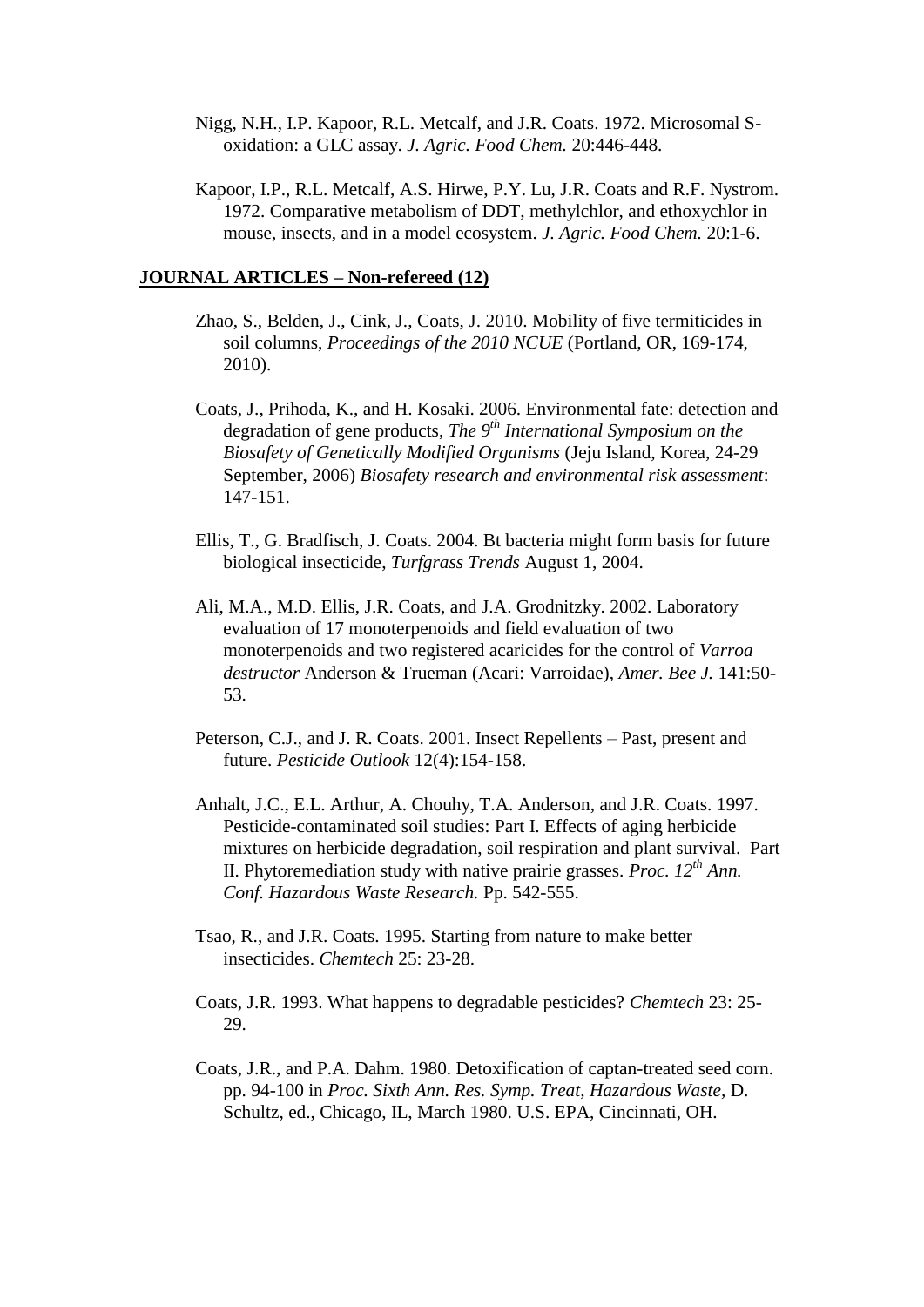Nigg, N.H., I.P. Kapoor, R.L. Metcalf, and J.R. Coats. 1972. Microsomal S-oxidation: a GLC assay. *J. Agric. Food Chem.* 20:446-448.

Kapoor, I.P., R.L. Metcalf, A.S. Hirwe, P.Y. Lu, J.R. Coats and R.F. Nystrom. 1972. Comparative metabolism of DDT, methylchlor, and ethoxychlor in mouse, insects, and in a model ecosystem. *J. Agric. Food Chem.* 20:1-6.

**JOURNAL ARTICLES – Non-refereed (12)**

Zhao, S., Belden, J., Cink, J., Coats, J. 2010. Mobility of five termiticides in soil columns, *Proceedings of the 2010 NCUE* (Portland, OR, 169-174, 2010).

Coats, J., Prihoda, K., and H. Kosaki. 2006. Environmental fate: detection and degradation of gene products, *The 9th International Symposium on the Biosafety of Genetically Modified Organisms* (Jeju Island, Korea, 24-29 September, 2006) *Biosafety research and environmental risk assessment*: 147-151.

Ellis, T., G. Bradfisch, J. Coats. 2004. Bt bacteria might form basis for future biological insecticide, *Turfgrass Trends* August 1, 2004.

Ali, M.A., M.D. Ellis, J.R. Coats, and J.A. Grodnitzky. 2002. Laboratory evaluation of 17 monoterpenoids and field evaluation of two monoterpenoids and two registered acaricides for the control of *Varroa destructor* Anderson & Trueman (Acari: Varroidae), *Amer. Bee J.* 141:50-53.

Peterson, C.J., and J. R. Coats. 2001. Insect Repellents – Past, present and future. *Pesticide Outlook* 12(4):154-158.

Anhalt, J.C., E.L. Arthur, A. Chouhy, T.A. Anderson, and J.R. Coats. 1997. Pesticide-contaminated soil studies: Part I. Effects of aging herbicide mixtures on herbicide degradation, soil respiration and plant survival. Part II. Phytoremediation study with native prairie grasses. *Proc. 12th Ann. Conf. Hazardous Waste Research.* Pp. 542-555.

Tsao, R., and J.R. Coats. 1995. Starting from nature to make better insecticides. *Chemtech* 25: 23-28.

Coats, J.R. 1993. What happens to degradable pesticides? *Chemtech* 23: 25-29.

Coats, J.R., and P.A. Dahm. 1980. Detoxification of captan-treated seed corn. pp. 94-100 in *Proc. Sixth Ann. Res. Symp. Treat, Hazardous Waste*, D. Schultz, ed., Chicago, IL, March 1980. U.S. EPA, Cincinnati, OH.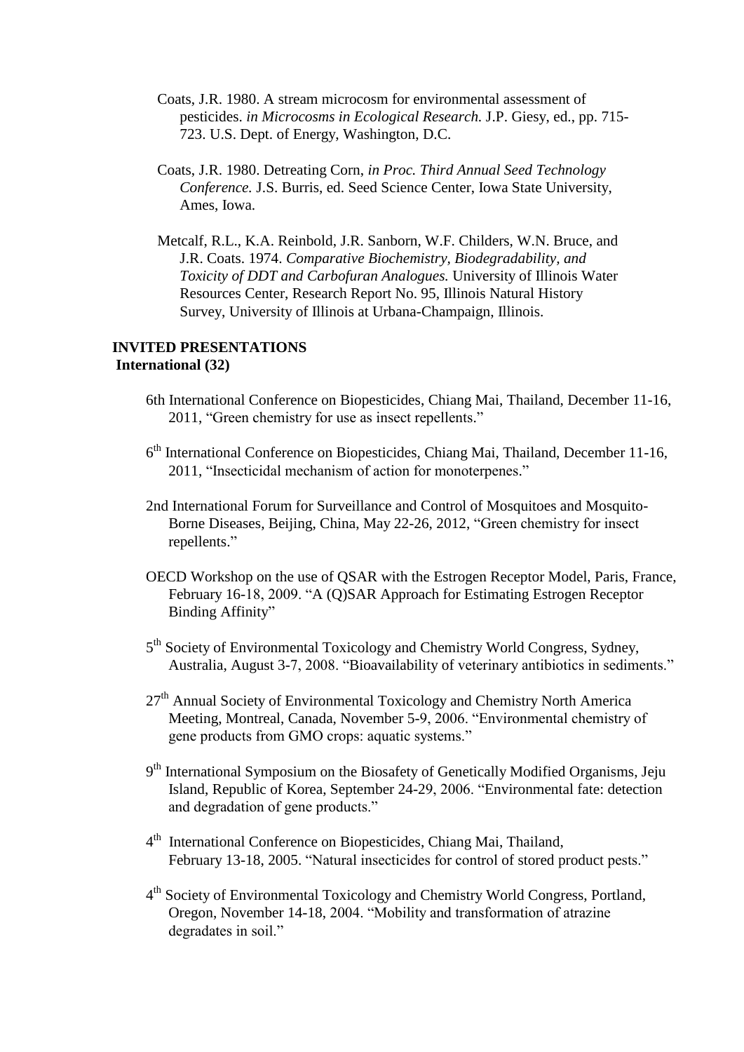Coats, J.R. 1980. A stream microcosm for environmental assessment of pesticides. *in Microcosms in Ecological Research.* J.P. Giesy, ed., pp. 715-723. U.S. Dept. of Energy, Washington, D.C.

Coats, J.R. 1980. Detreating Corn, *in Proc. Third Annual Seed Technology Conference.* J.S. Burris, ed. Seed Science Center, Iowa State University, Ames, Iowa.

Metcalf, R.L., K.A. Reinbold, J.R. Sanborn, W.F. Childers, W.N. Bruce, and J.R. Coats. 1974. *Comparative Biochemistry, Biodegradability, and Toxicity of DDT and Carbofuran Analogues.* University of Illinois Water Resources Center, Research Report No. 95, Illinois Natural History Survey, University of Illinois at Urbana-Champaign, Illinois.

**INVITED PRESENTATIONS**

**International (32)**

6th International Conference on Biopesticides, Chiang Mai, Thailand, December 11-16, 2011, "Green chemistry for use as insect repellents."

6th International Conference on Biopesticides, Chiang Mai, Thailand, December 11-16, 2011, "Insecticidal mechanism of action for monoterpenes."

2nd International Forum for Surveillance and Control of Mosquitoes and Mosquito-Borne Diseases, Beijing, China, May 22-26, 2012, "Green chemistry for insect repellents."

OECD Workshop on the use of QSAR with the Estrogen Receptor Model, Paris, France, February 16-18, 2009. "A (Q)SAR Approach for Estimating Estrogen Receptor Binding Affinity"

5th Society of Environmental Toxicology and Chemistry World Congress, Sydney, Australia, August 3-7, 2008. "Bioavailability of veterinary antibiotics in sediments."

27th Annual Society of Environmental Toxicology and Chemistry North America Meeting, Montreal, Canada, November 5-9, 2006. "Environmental chemistry of gene products from GMO crops: aquatic systems."

9th International Symposium on the Biosafety of Genetically Modified Organisms, Jeju Island, Republic of Korea, September 24-29, 2006. "Environmental fate: detection and degradation of gene products."

4th International Conference on Biopesticides, Chiang Mai, Thailand, February 13-18, 2005. "Natural insecticides for control of stored product pests."

4th Society of Environmental Toxicology and Chemistry World Congress, Portland, Oregon, November 14-18, 2004. "Mobility and transformation of atrazine degradates in soil."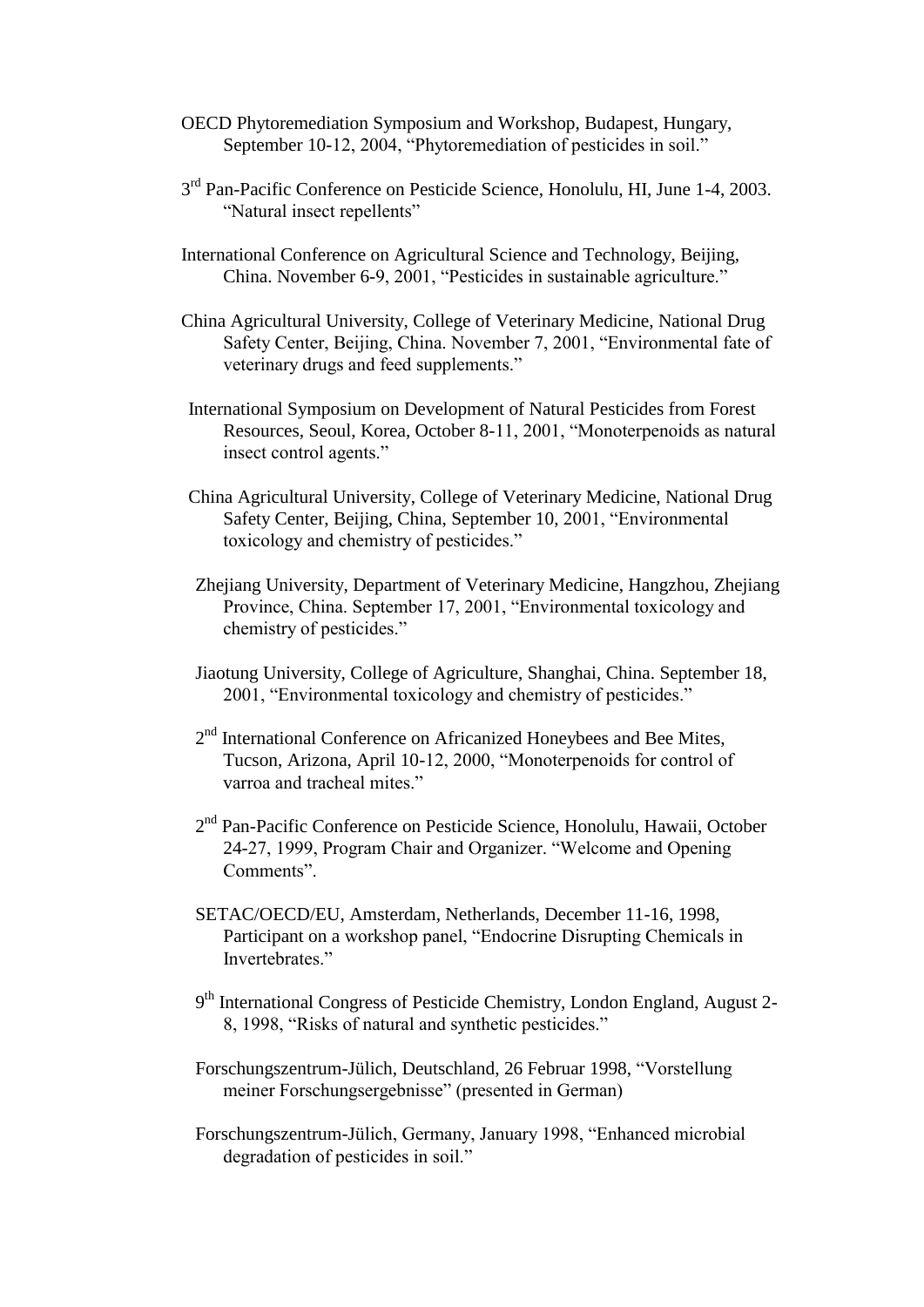OECD Phytoremediation Symposium and Workshop, Budapest, Hungary, September 10-12, 2004, "Phytoremediation of pesticides in soil."

3rd Pan-Pacific Conference on Pesticide Science, Honolulu, HI, June 1-4, 2003. "Natural insect repellents"

International Conference on Agricultural Science and Technology, Beijing, China. November 6-9, 2001, "Pesticides in sustainable agriculture."

China Agricultural University, College of Veterinary Medicine, National Drug Safety Center, Beijing, China. November 7, 2001, "Environmental fate of veterinary drugs and feed supplements."

International Symposium on Development of Natural Pesticides from Forest Resources, Seoul, Korea, October 8-11, 2001, "Monoterpenoids as natural insect control agents."

China Agricultural University, College of Veterinary Medicine, National Drug Safety Center, Beijing, China, September 10, 2001, "Environmental toxicology and chemistry of pesticides."

Zhejiang University, Department of Veterinary Medicine, Hangzhou, Zhejiang Province, China. September 17, 2001, "Environmental toxicology and chemistry of pesticides."

Jiaotung University, College of Agriculture, Shanghai, China. September 18, 2001, "Environmental toxicology and chemistry of pesticides."

2nd International Conference on Africanized Honeybees and Bee Mites, Tucson, Arizona, April 10-12, 2000, "Monoterpenoids for control of varroa and tracheal mites."

2nd Pan-Pacific Conference on Pesticide Science, Honolulu, Hawaii, October 24-27, 1999, Program Chair and Organizer. "Welcome and Opening Comments".

SETAC/OECD/EU, Amsterdam, Netherlands, December 11-16, 1998, Participant on a workshop panel, "Endocrine Disrupting Chemicals in Invertebrates."

9th International Congress of Pesticide Chemistry, London England, August 2-8, 1998, "Risks of natural and synthetic pesticides."

Forschungszentrum-Jülich, Deutschland, 26 Februar 1998, "Vorstellung meiner Forschungsergebnisse" (presented in German)

Forschungszentrum-Jülich, Germany, January 1998, "Enhanced microbial degradation of pesticides in soil."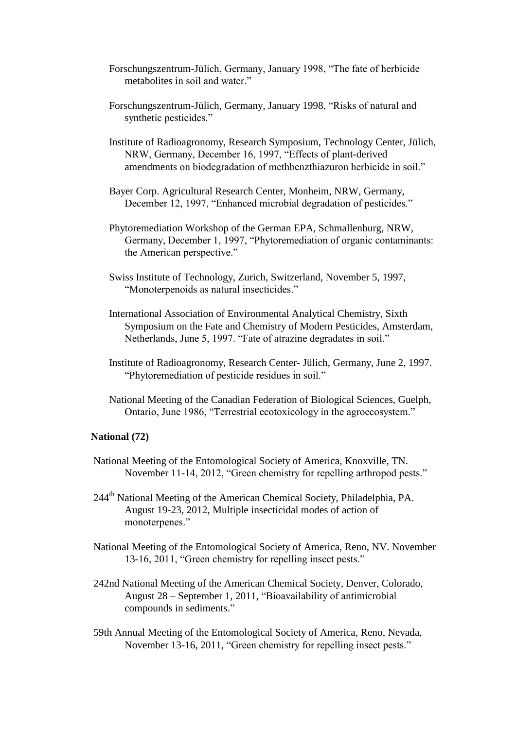Forschungszentrum-Jülich, Germany, January 1998, "The fate of herbicide metabolites in soil and water."

Forschungszentrum-Jülich, Germany, January 1998, "Risks of natural and synthetic pesticides."

Institute of Radioagronomy, Research Symposium, Technology Center, Jülich, NRW, Germany, December 16, 1997, "Effects of plant-derived amendments on biodegradation of methbenzthiazuron herbicide in soil."

Bayer Corp. Agricultural Research Center, Monheim, NRW, Germany, December 12, 1997, "Enhanced microbial degradation of pesticides."

Phytoremediation Workshop of the German EPA, Schmallenburg, NRW, Germany, December 1, 1997, "Phytoremediation of organic contaminants: the American perspective."

Swiss Institute of Technology, Zurich, Switzerland, November 5, 1997, "Monoterpenoids as natural insecticides."

International Association of Environmental Analytical Chemistry, Sixth Symposium on the Fate and Chemistry of Modern Pesticides, Amsterdam, Netherlands, June 5, 1997. "Fate of atrazine degradates in soil."

Institute of Radioagronomy, Research Center- Jülich, Germany, June 2, 1997. "Phytoremediation of pesticide residues in soil."

National Meeting of the Canadian Federation of Biological Sciences, Guelph, Ontario, June 1986, "Terrestrial ecotoxicology in the agroecosystem."

**National (72)**

National Meeting of the Entomological Society of America, Knoxville, TN. November 11-14, 2012, "Green chemistry for repelling arthropod pests."

244th National Meeting of the American Chemical Society, Philadelphia, PA. August 19-23, 2012, Multiple insecticidal modes of action of monoterpenes."

National Meeting of the Entomological Society of America, Reno, NV. November 13-16, 2011, "Green chemistry for repelling insect pests."

242nd National Meeting of the American Chemical Society, Denver, Colorado, August 28 – September 1, 2011, "Bioavailability of antimicrobial compounds in sediments."

59th Annual Meeting of the Entomological Society of America, Reno, Nevada, November 13-16, 2011, "Green chemistry for repelling insect pests."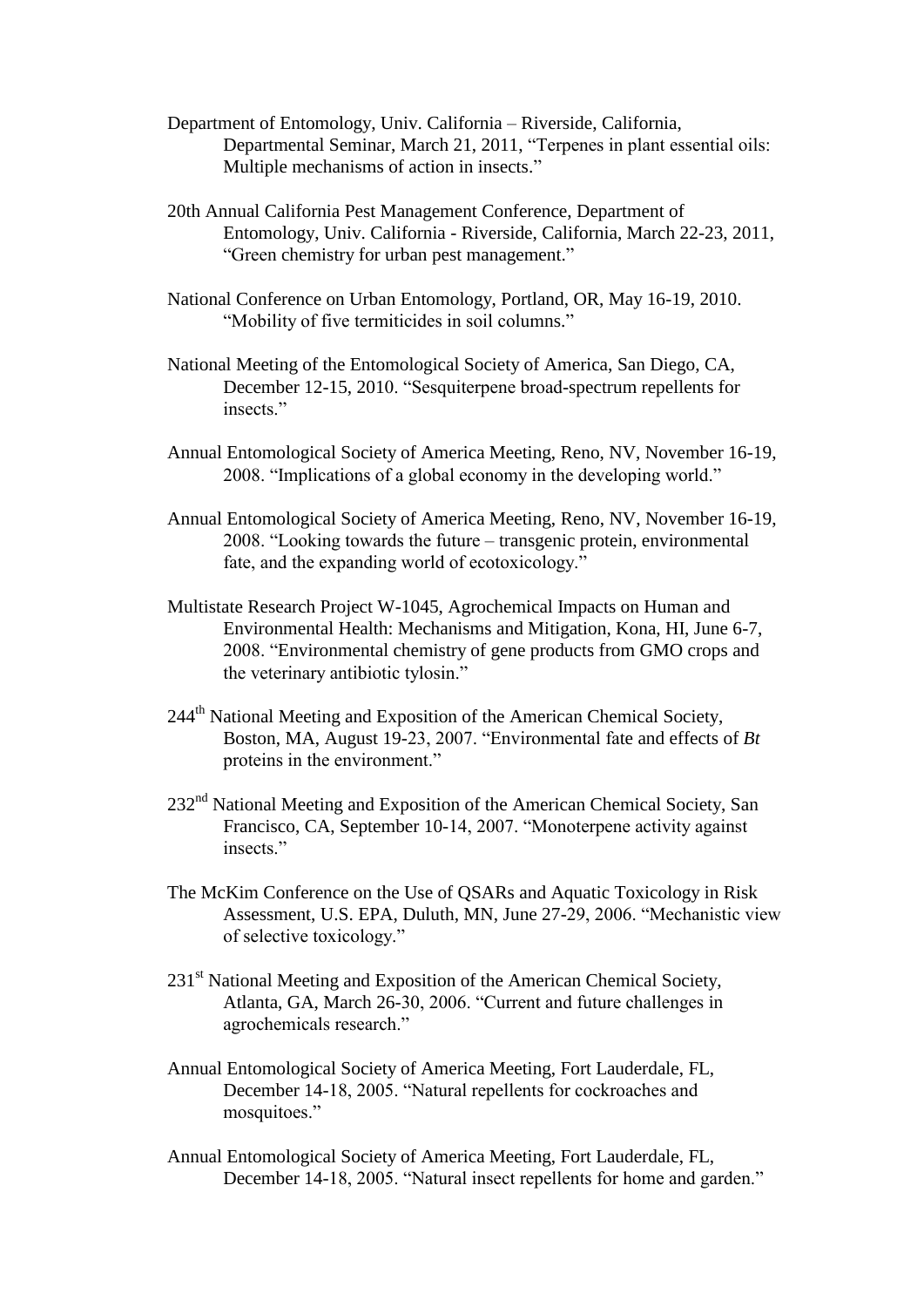Department of Entomology, Univ. California – Riverside, California, Departmental Seminar, March 21, 2011, "Terpenes in plant essential oils: Multiple mechanisms of action in insects."

20th Annual California Pest Management Conference, Department of Entomology, Univ. California - Riverside, California, March 22-23, 2011, "Green chemistry for urban pest management."

National Conference on Urban Entomology, Portland, OR, May 16-19, 2010. "Mobility of five termiticides in soil columns."

National Meeting of the Entomological Society of America, San Diego, CA, December 12-15, 2010. "Sesquiterpene broad-spectrum repellents for insects."

Annual Entomological Society of America Meeting, Reno, NV, November 16-19, 2008. "Implications of a global economy in the developing world."

Annual Entomological Society of America Meeting, Reno, NV, November 16-19, 2008. "Looking towards the future – transgenic protein, environmental fate, and the expanding world of ecotoxicology."

Multistate Research Project W-1045, Agrochemical Impacts on Human and Environmental Health: Mechanisms and Mitigation, Kona, HI, June 6-7, 2008. "Environmental chemistry of gene products from GMO crops and the veterinary antibiotic tylosin."

244th National Meeting and Exposition of the American Chemical Society, Boston, MA, August 19-23, 2007. "Environmental fate and effects of *Bt* proteins in the environment."

232nd National Meeting and Exposition of the American Chemical Society, San Francisco, CA, September 10-14, 2007. "Monoterpene activity against insects."

The McKim Conference on the Use of QSARs and Aquatic Toxicology in Risk Assessment, U.S. EPA, Duluth, MN, June 27-29, 2006. "Mechanistic view of selective toxicology."

231st National Meeting and Exposition of the American Chemical Society, Atlanta, GA, March 26-30, 2006. "Current and future challenges in agrochemicals research."

Annual Entomological Society of America Meeting, Fort Lauderdale, FL, December 14-18, 2005. "Natural repellents for cockroaches and mosquitoes."

Annual Entomological Society of America Meeting, Fort Lauderdale, FL, December 14-18, 2005. "Natural insect repellents for home and garden."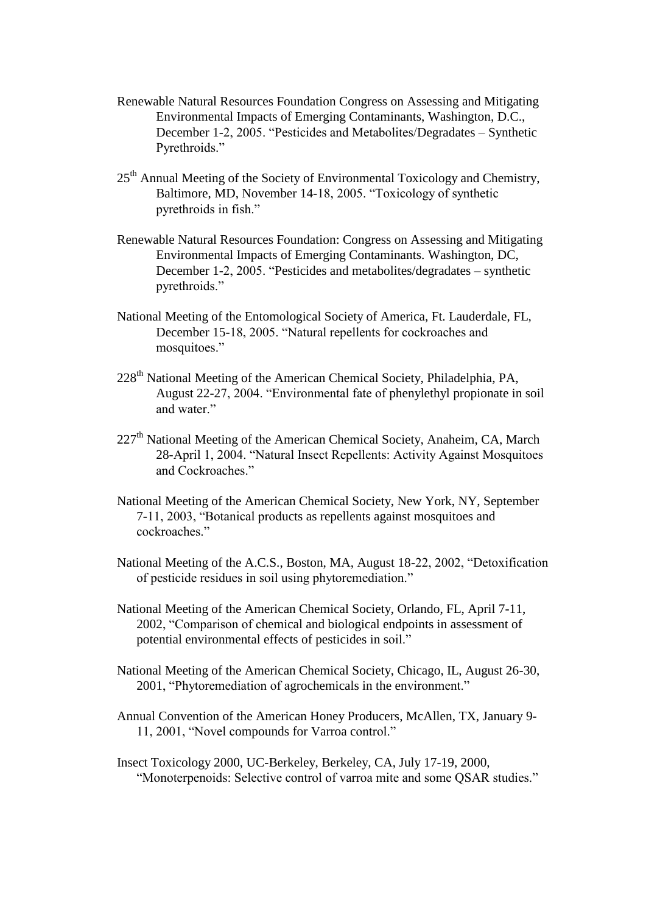Renewable Natural Resources Foundation Congress on Assessing and Mitigating Environmental Impacts of Emerging Contaminants, Washington, D.C., December 1-2, 2005. "Pesticides and Metabolites/Degradates – Synthetic Pyrethroids."

25th Annual Meeting of the Society of Environmental Toxicology and Chemistry, Baltimore, MD, November 14-18, 2005. "Toxicology of synthetic pyrethroids in fish."

Renewable Natural Resources Foundation: Congress on Assessing and Mitigating Environmental Impacts of Emerging Contaminants. Washington, DC, December 1-2, 2005. "Pesticides and metabolites/degradates – synthetic pyrethroids."

National Meeting of the Entomological Society of America, Ft. Lauderdale, FL, December 15-18, 2005. "Natural repellents for cockroaches and mosquitoes."

228th National Meeting of the American Chemical Society, Philadelphia, PA, August 22-27, 2004. "Environmental fate of phenylethyl propionate in soil and water."

227th National Meeting of the American Chemical Society, Anaheim, CA, March 28-April 1, 2004. "Natural Insect Repellents: Activity Against Mosquitoes and Cockroaches."

National Meeting of the American Chemical Society, New York, NY, September 7-11, 2003, "Botanical products as repellents against mosquitoes and cockroaches."

National Meeting of the A.C.S., Boston, MA, August 18-22, 2002, "Detoxification of pesticide residues in soil using phytoremediation."

National Meeting of the American Chemical Society, Orlando, FL, April 7-11, 2002, "Comparison of chemical and biological endpoints in assessment of potential environmental effects of pesticides in soil."

National Meeting of the American Chemical Society, Chicago, IL, August 26-30, 2001, "Phytoremediation of agrochemicals in the environment."

Annual Convention of the American Honey Producers, McAllen, TX, January 9-11, 2001, "Novel compounds for Varroa control."

Insect Toxicology 2000, UC-Berkeley, Berkeley, CA, July 17-19, 2000, "Monoterpenoids: Selective control of varroa mite and some QSAR studies."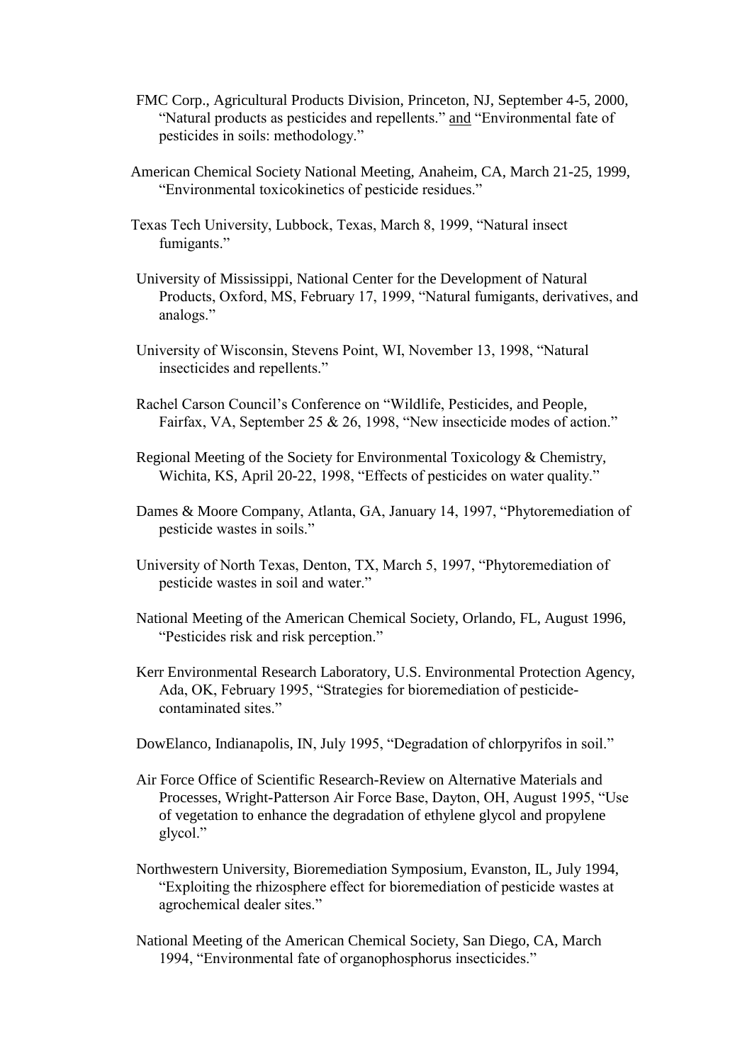FMC Corp., Agricultural Products Division, Princeton, NJ, September 4-5, 2000, "Natural products as pesticides and repellents." <u>and</u> "Environmental fate of pesticides in soils: methodology."

American Chemical Society National Meeting, Anaheim, CA, March 21-25, 1999, "Environmental toxicokinetics of pesticide residues."

Texas Tech University, Lubbock, Texas, March 8, 1999, "Natural insect fumigants."

University of Mississippi, National Center for the Development of Natural Products, Oxford, MS, February 17, 1999, "Natural fumigants, derivatives, and analogs."

University of Wisconsin, Stevens Point, WI, November 13, 1998, "Natural insecticides and repellents."

Rachel Carson Council's Conference on "Wildlife, Pesticides, and People, Fairfax, VA, September 25 & 26, 1998, "New insecticide modes of action."

Regional Meeting of the Society for Environmental Toxicology & Chemistry, Wichita, KS, April 20-22, 1998, "Effects of pesticides on water quality."

Dames & Moore Company, Atlanta, GA, January 14, 1997, "Phytoremediation of pesticide wastes in soils."

University of North Texas, Denton, TX, March 5, 1997, "Phytoremediation of pesticide wastes in soil and water."

National Meeting of the American Chemical Society, Orlando, FL, August 1996, "Pesticides risk and risk perception."

Kerr Environmental Research Laboratory, U.S. Environmental Protection Agency, Ada, OK, February 1995, "Strategies for bioremediation of pesticide-contaminated sites."

DowElanco, Indianapolis, IN, July 1995, "Degradation of chlorpyrifos in soil."

Air Force Office of Scientific Research-Review on Alternative Materials and Processes, Wright-Patterson Air Force Base, Dayton, OH, August 1995, "Use of vegetation to enhance the degradation of ethylene glycol and propylene glycol."

Northwestern University, Bioremediation Symposium, Evanston, IL, July 1994, "Exploiting the rhizosphere effect for bioremediation of pesticide wastes at agrochemical dealer sites."

National Meeting of the American Chemical Society, San Diego, CA, March 1994, "Environmental fate of organophosphorus insecticides."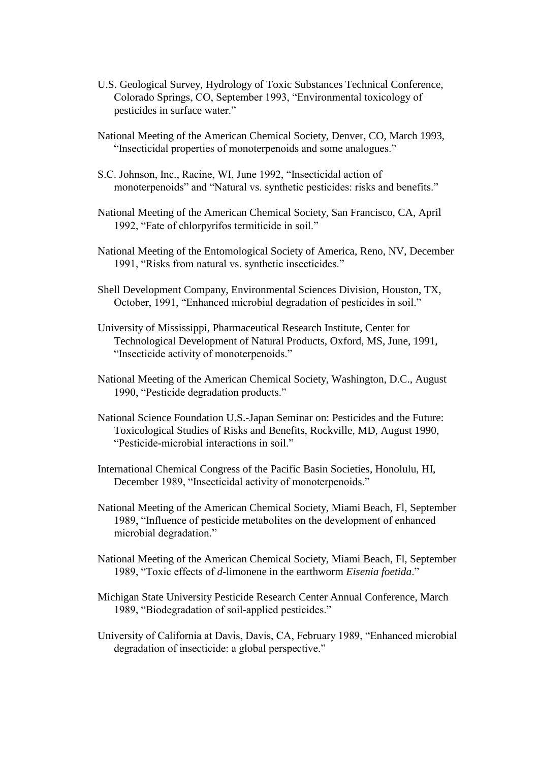U.S. Geological Survey, Hydrology of Toxic Substances Technical Conference, Colorado Springs, CO, September 1993, "Environmental toxicology of pesticides in surface water."

National Meeting of the American Chemical Society, Denver, CO, March 1993, "Insecticidal properties of monoterpenoids and some analogues."

S.C. Johnson, Inc., Racine, WI, June 1992, "Insecticidal action of monoterpenoids" and "Natural vs. synthetic pesticides: risks and benefits."

National Meeting of the American Chemical Society, San Francisco, CA, April 1992, "Fate of chlorpyrifos termiticide in soil."

National Meeting of the Entomological Society of America, Reno, NV, December 1991, "Risks from natural vs. synthetic insecticides."

Shell Development Company, Environmental Sciences Division, Houston, TX, October, 1991, "Enhanced microbial degradation of pesticides in soil."

University of Mississippi, Pharmaceutical Research Institute, Center for Technological Development of Natural Products, Oxford, MS, June, 1991, "Insecticide activity of monoterpenoids."

National Meeting of the American Chemical Society, Washington, D.C., August 1990, "Pesticide degradation products."

National Science Foundation U.S.-Japan Seminar on: Pesticides and the Future: Toxicological Studies of Risks and Benefits, Rockville, MD, August 1990, "Pesticide-microbial interactions in soil."

International Chemical Congress of the Pacific Basin Societies, Honolulu, HI, December 1989, "Insecticidal activity of monoterpenoids."

National Meeting of the American Chemical Society, Miami Beach, Fl, September 1989, "Influence of pesticide metabolites on the development of enhanced microbial degradation."

National Meeting of the American Chemical Society, Miami Beach, Fl, September 1989, "Toxic effects of *d*-limonene in the earthworm *Eisenia foetida*."

Michigan State University Pesticide Research Center Annual Conference, March 1989, "Biodegradation of soil-applied pesticides."

University of California at Davis, Davis, CA, February 1989, "Enhanced microbial degradation of insecticide: a global perspective."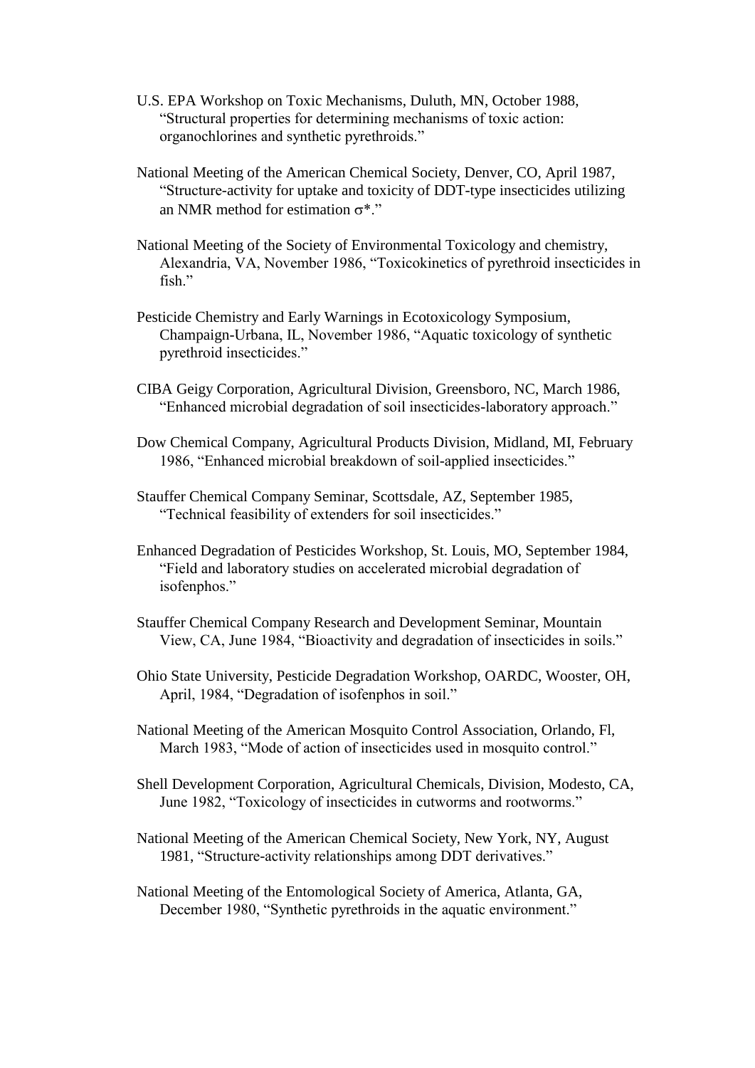U.S. EPA Workshop on Toxic Mechanisms, Duluth, MN, October 1988, "Structural properties for determining mechanisms of toxic action: organochlorines and synthetic pyrethroids."

National Meeting of the American Chemical Society, Denver, CO, April 1987, "Structure-activity for uptake and toxicity of DDT-type insecticides utilizing an NMR method for estimation $\sigma^*$."

National Meeting of the Society of Environmental Toxicology and chemistry, Alexandria, VA, November 1986, "Toxicokinetics of pyrethroid insecticides in fish."

Pesticide Chemistry and Early Warnings in Ecotoxicology Symposium, Champaign-Urbana, IL, November 1986, "Aquatic toxicology of synthetic pyrethroid insecticides."

CIBA Geigy Corporation, Agricultural Division, Greensboro, NC, March 1986, "Enhanced microbial degradation of soil insecticides-laboratory approach."

Dow Chemical Company, Agricultural Products Division, Midland, MI, February 1986, "Enhanced microbial breakdown of soil-applied insecticides."

Stauffer Chemical Company Seminar, Scottsdale, AZ, September 1985, "Technical feasibility of extenders for soil insecticides."

Enhanced Degradation of Pesticides Workshop, St. Louis, MO, September 1984, "Field and laboratory studies on accelerated microbial degradation of isofenphos."

Stauffer Chemical Company Research and Development Seminar, Mountain View, CA, June 1984, "Bioactivity and degradation of insecticides in soils."

Ohio State University, Pesticide Degradation Workshop, OARDC, Wooster, OH, April, 1984, "Degradation of isofenphos in soil."

National Meeting of the American Mosquito Control Association, Orlando, Fl, March 1983, "Mode of action of insecticides used in mosquito control."

Shell Development Corporation, Agricultural Chemicals, Division, Modesto, CA, June 1982, "Toxicology of insecticides in cutworms and rootworms."

National Meeting of the American Chemical Society, New York, NY, August 1981, "Structure-activity relationships among DDT derivatives."

National Meeting of the Entomological Society of America, Atlanta, GA, December 1980, "Synthetic pyrethroids in the aquatic environment."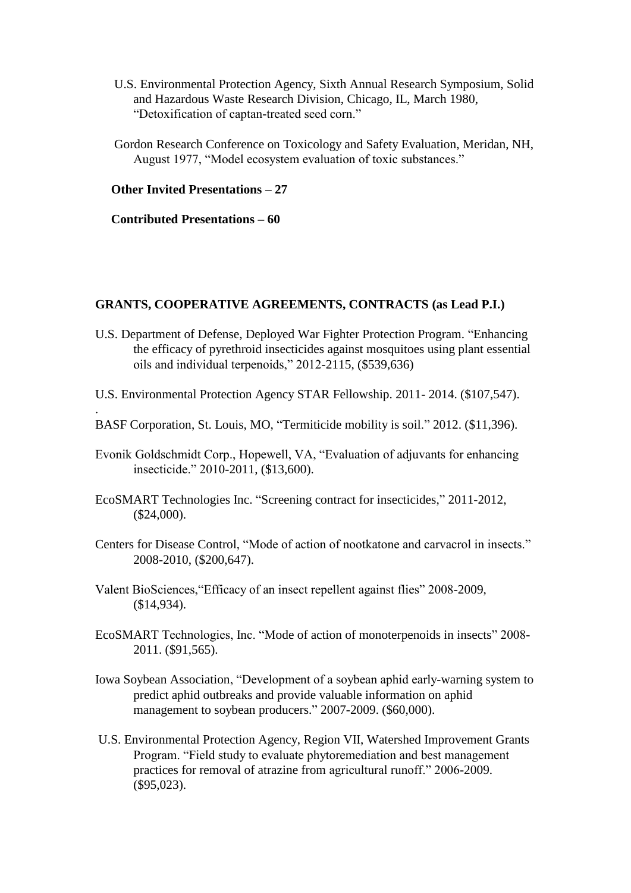U.S. Environmental Protection Agency, Sixth Annual Research Symposium, Solid and Hazardous Waste Research Division, Chicago, IL, March 1980, "Detoxification of captan-treated seed corn."

Gordon Research Conference on Toxicology and Safety Evaluation, Meridan, NH, August 1977, "Model ecosystem evaluation of toxic substances."

**Other Invited Presentations – 27**

**Contributed Presentations – 60**

**GRANTS, COOPERATIVE AGREEMENTS, CONTRACTS (as Lead P.I.)**

U.S. Department of Defense, Deployed War Fighter Protection Program. "Enhancing the efficacy of pyrethroid insecticides against mosquitoes using plant essential oils and individual terpenoids," 2012-2115, ($539,636)

U.S. Environmental Protection Agency STAR Fellowship. 2011- 2014. ($107,547).
.
BASF Corporation, St. Louis, MO, "Termiticide mobility is soil." 2012. ($11,396).

Evonik Goldschmidt Corp., Hopewell, VA, "Evaluation of adjuvants for enhancing insecticide." 2010-2011, ($13,600).

EcoSMART Technologies Inc. "Screening contract for insecticides," 2011-2012, ($24,000).

Centers for Disease Control, "Mode of action of nootkatone and carvacrol in insects." 2008-2010, ($200,647).

Valent BioSciences,"Efficacy of an insect repellent against flies" 2008-2009, ($14,934).

EcoSMART Technologies, Inc. "Mode of action of monoterpenoids in insects" 2008-2011. ($91,565).

Iowa Soybean Association, "Development of a soybean aphid early-warning system to predict aphid outbreaks and provide valuable information on aphid management to soybean producers." 2007-2009. ($60,000).

U.S. Environmental Protection Agency, Region VII, Watershed Improvement Grants Program. "Field study to evaluate phytoremediation and best management practices for removal of atrazine from agricultural runoff." 2006-2009. ($95,023).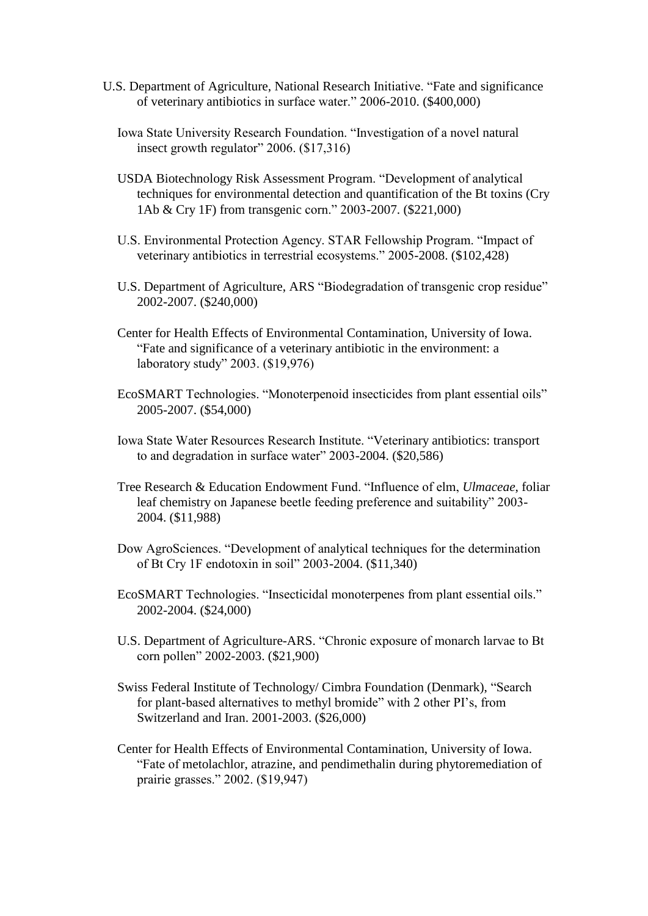U.S. Department of Agriculture, National Research Initiative. "Fate and significance of veterinary antibiotics in surface water." 2006-2010. ($400,000)

Iowa State University Research Foundation. "Investigation of a novel natural insect growth regulator" 2006. ($17,316)

USDA Biotechnology Risk Assessment Program. "Development of analytical techniques for environmental detection and quantification of the Bt toxins (Cry 1Ab & Cry 1F) from transgenic corn." 2003-2007. ($221,000)

U.S. Environmental Protection Agency. STAR Fellowship Program. "Impact of veterinary antibiotics in terrestrial ecosystems." 2005-2008. ($102,428)

U.S. Department of Agriculture, ARS "Biodegradation of transgenic crop residue" 2002-2007. ($240,000)

Center for Health Effects of Environmental Contamination, University of Iowa. "Fate and significance of a veterinary antibiotic in the environment: a laboratory study" 2003. ($19,976)

EcoSMART Technologies. "Monoterpenoid insecticides from plant essential oils" 2005-2007. ($54,000)

Iowa State Water Resources Research Institute. "Veterinary antibiotics: transport to and degradation in surface water" 2003-2004. ($20,586)

Tree Research & Education Endowment Fund. "Influence of elm, *Ulmaceae*, foliar leaf chemistry on Japanese beetle feeding preference and suitability" 2003-2004. ($11,988)

Dow AgroSciences. "Development of analytical techniques for the determination of Bt Cry 1F endotoxin in soil" 2003-2004. ($11,340)

EcoSMART Technologies. "Insecticidal monoterpenes from plant essential oils." 2002-2004. ($24,000)

U.S. Department of Agriculture-ARS. "Chronic exposure of monarch larvae to Bt corn pollen" 2002-2003. ($21,900)

Swiss Federal Institute of Technology/ Cimbra Foundation (Denmark), "Search for plant-based alternatives to methyl bromide" with 2 other PI's, from Switzerland and Iran. 2001-2003. ($26,000)

Center for Health Effects of Environmental Contamination, University of Iowa. "Fate of metolachlor, atrazine, and pendimethalin during phytoremediation of prairie grasses." 2002. ($19,947)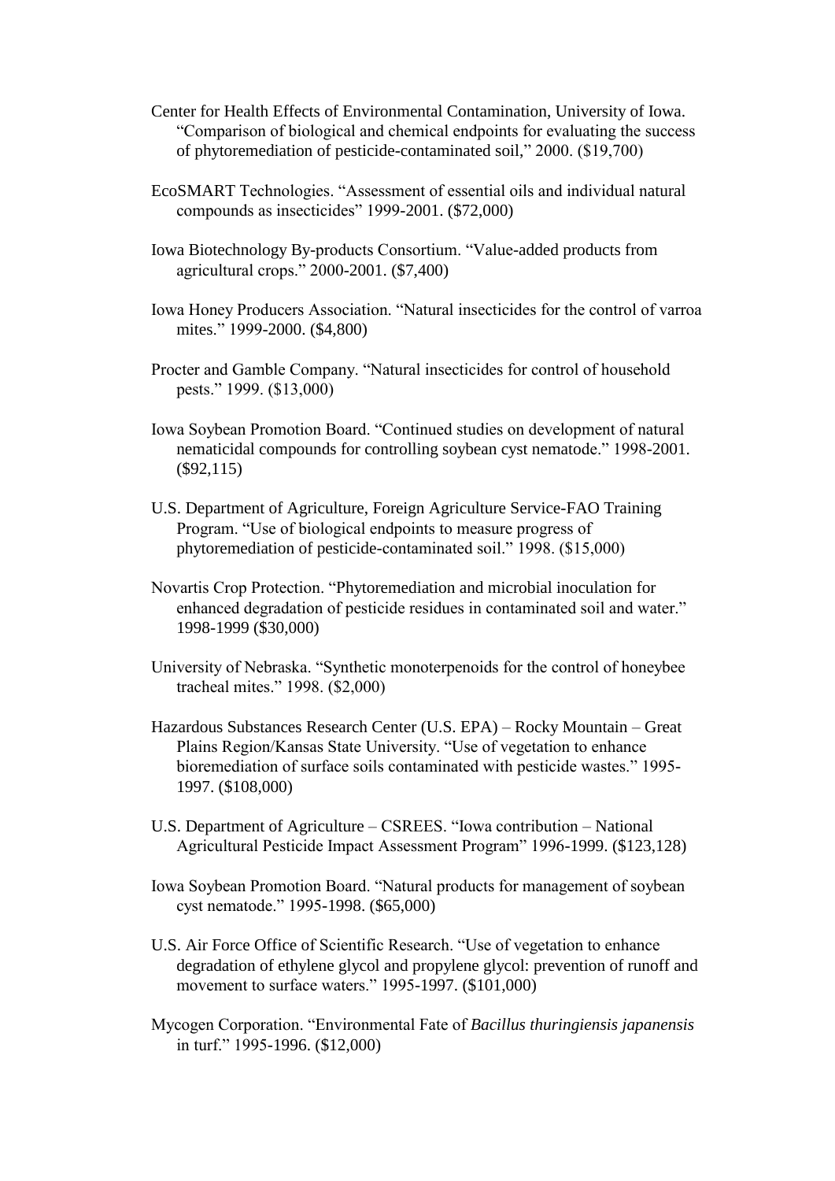Center for Health Effects of Environmental Contamination, University of Iowa. "Comparison of biological and chemical endpoints for evaluating the success of phytoremediation of pesticide-contaminated soil," 2000. ($19,700)

EcoSMART Technologies. "Assessment of essential oils and individual natural compounds as insecticides" 1999-2001. ($72,000)

Iowa Biotechnology By-products Consortium. "Value-added products from agricultural crops." 2000-2001. ($7,400)

Iowa Honey Producers Association. "Natural insecticides for the control of varroa mites." 1999-2000. ($4,800)

Procter and Gamble Company. "Natural insecticides for control of household pests." 1999. ($13,000)

Iowa Soybean Promotion Board. "Continued studies on development of natural nematicidal compounds for controlling soybean cyst nematode." 1998-2001. ($92,115)

U.S. Department of Agriculture, Foreign Agriculture Service-FAO Training Program. "Use of biological endpoints to measure progress of phytoremediation of pesticide-contaminated soil." 1998. ($15,000)

Novartis Crop Protection. "Phytoremediation and microbial inoculation for enhanced degradation of pesticide residues in contaminated soil and water." 1998-1999 ($30,000)

University of Nebraska. "Synthetic monoterpenoids for the control of honeybee tracheal mites." 1998. ($2,000)

Hazardous Substances Research Center (U.S. EPA) – Rocky Mountain – Great Plains Region/Kansas State University. "Use of vegetation to enhance bioremediation of surface soils contaminated with pesticide wastes." 1995-1997. ($108,000)

U.S. Department of Agriculture – CSREES. "Iowa contribution – National Agricultural Pesticide Impact Assessment Program" 1996-1999. ($123,128)

Iowa Soybean Promotion Board. "Natural products for management of soybean cyst nematode." 1995-1998. ($65,000)

U.S. Air Force Office of Scientific Research. "Use of vegetation to enhance degradation of ethylene glycol and propylene glycol: prevention of runoff and movement to surface waters." 1995-1997. ($101,000)

Mycogen Corporation. "Environmental Fate of *Bacillus thuringiensis japanensis* in turf." 1995-1996. ($12,000)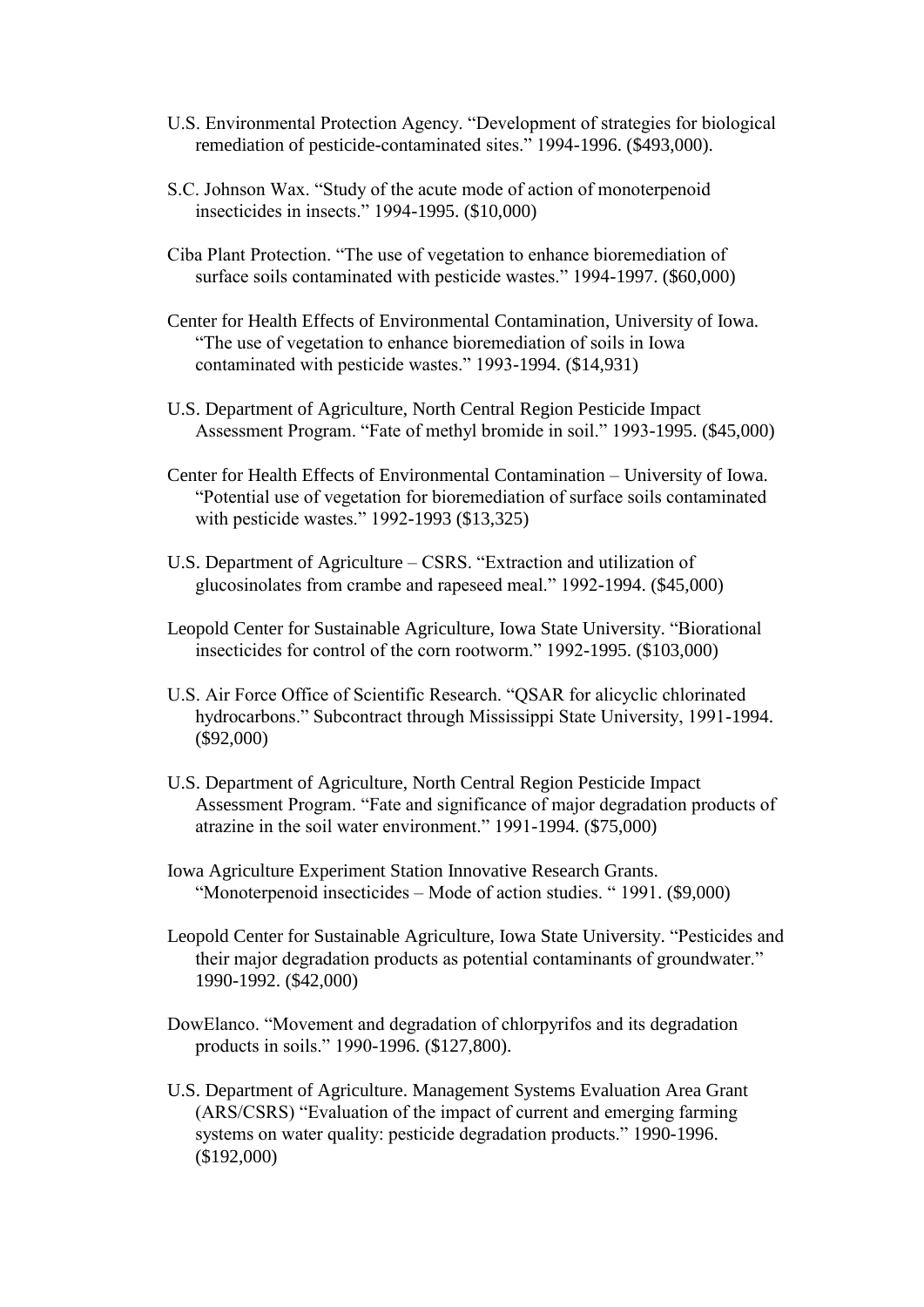U.S. Environmental Protection Agency. “Development of strategies for biological remediation of pesticide-contaminated sites.” 1994-1996. ($493,000).

S.C. Johnson Wax. “Study of the acute mode of action of monoterpenoid insecticides in insects.” 1994-1995. ($10,000)

Ciba Plant Protection. “The use of vegetation to enhance bioremediation of surface soils contaminated with pesticide wastes.” 1994-1997. ($60,000)

Center for Health Effects of Environmental Contamination, University of Iowa. “The use of vegetation to enhance bioremediation of soils in Iowa contaminated with pesticide wastes.” 1993-1994. ($14,931)

U.S. Department of Agriculture, North Central Region Pesticide Impact Assessment Program. “Fate of methyl bromide in soil.” 1993-1995. ($45,000)

Center for Health Effects of Environmental Contamination – University of Iowa. “Potential use of vegetation for bioremediation of surface soils contaminated with pesticide wastes.” 1992-1993 ($13,325)

U.S. Department of Agriculture – CSRS. “Extraction and utilization of glucosinolates from crambe and rapeseed meal.” 1992-1994. ($45,000)

Leopold Center for Sustainable Agriculture, Iowa State University. “Biorational insecticides for control of the corn rootworm.” 1992-1995. ($103,000)

U.S. Air Force Office of Scientific Research. “QSAR for alicyclic chlorinated hydrocarbons.” Subcontract through Mississippi State University, 1991-1994. ($92,000)

U.S. Department of Agriculture, North Central Region Pesticide Impact Assessment Program. “Fate and significance of major degradation products of atrazine in the soil water environment.” 1991-1994. ($75,000)

Iowa Agriculture Experiment Station Innovative Research Grants. “Monoterpenoid insecticides – Mode of action studies. “ 1991. ($9,000)

Leopold Center for Sustainable Agriculture, Iowa State University. “Pesticides and their major degradation products as potential contaminants of groundwater.” 1990-1992. ($42,000)

DowElanco. “Movement and degradation of chlorpyrifos and its degradation products in soils.” 1990-1996. ($127,800).

U.S. Department of Agriculture. Management Systems Evaluation Area Grant (ARS/CSRS) “Evaluation of the impact of current and emerging farming systems on water quality: pesticide degradation products.” 1990-1996. ($192,000)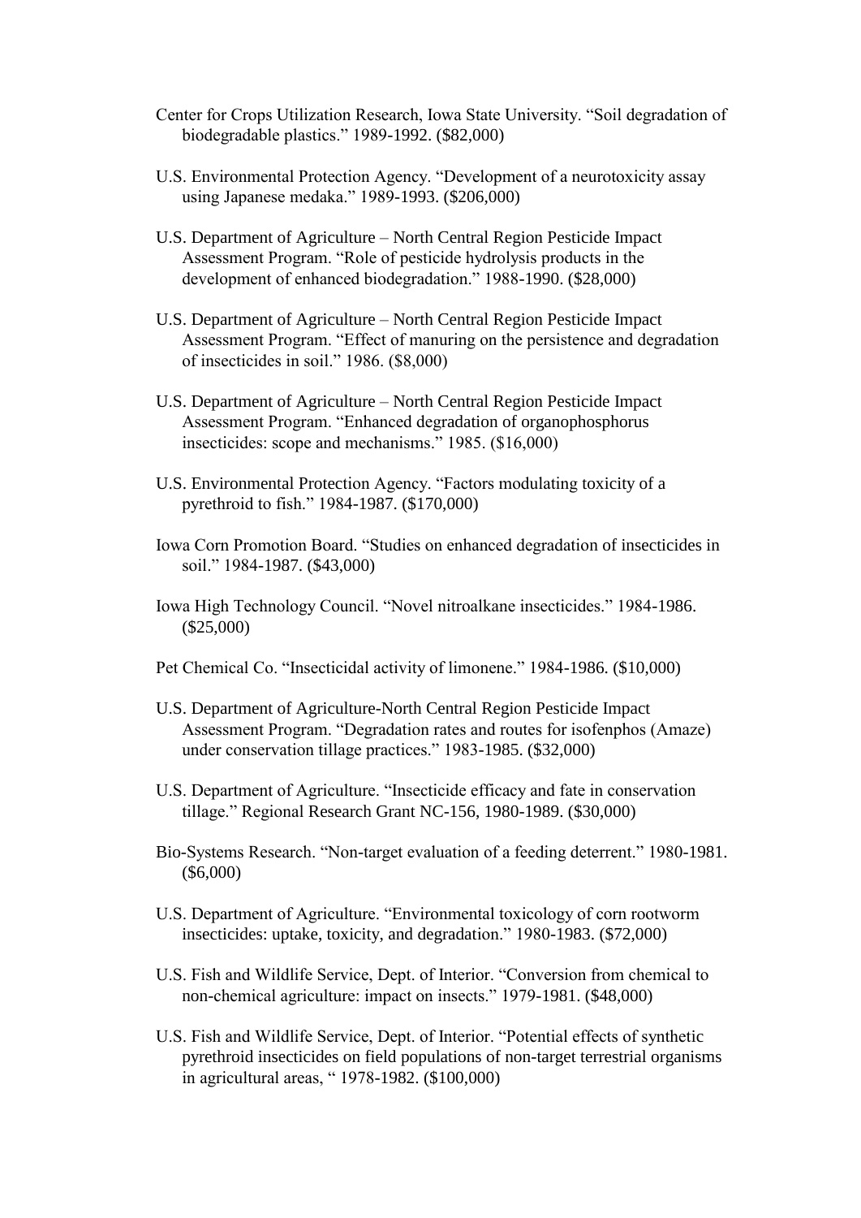Center for Crops Utilization Research, Iowa State University. "Soil degradation of biodegradable plastics." 1989-1992. ($82,000)

U.S. Environmental Protection Agency. "Development of a neurotoxicity assay using Japanese medaka." 1989-1993. ($206,000)

U.S. Department of Agriculture – North Central Region Pesticide Impact Assessment Program. "Role of pesticide hydrolysis products in the development of enhanced biodegradation." 1988-1990. ($28,000)

U.S. Department of Agriculture – North Central Region Pesticide Impact Assessment Program. "Effect of manuring on the persistence and degradation of insecticides in soil." 1986. ($8,000)

U.S. Department of Agriculture – North Central Region Pesticide Impact Assessment Program. "Enhanced degradation of organophosphorus insecticides: scope and mechanisms." 1985. ($16,000)

U.S. Environmental Protection Agency. "Factors modulating toxicity of a pyrethroid to fish." 1984-1987. ($170,000)

Iowa Corn Promotion Board. "Studies on enhanced degradation of insecticides in soil." 1984-1987. ($43,000)

Iowa High Technology Council. "Novel nitroalkane insecticides." 1984-1986. ($25,000)

Pet Chemical Co. "Insecticidal activity of limonene." 1984-1986. ($10,000)

U.S. Department of Agriculture-North Central Region Pesticide Impact Assessment Program. "Degradation rates and routes for isofenphos (Amaze) under conservation tillage practices." 1983-1985. ($32,000)

U.S. Department of Agriculture. "Insecticide efficacy and fate in conservation tillage." Regional Research Grant NC-156, 1980-1989. ($30,000)

Bio-Systems Research. "Non-target evaluation of a feeding deterrent." 1980-1981. ($6,000)

U.S. Department of Agriculture. "Environmental toxicology of corn rootworm insecticides: uptake, toxicity, and degradation." 1980-1983. ($72,000)

U.S. Fish and Wildlife Service, Dept. of Interior. "Conversion from chemical to non-chemical agriculture: impact on insects." 1979-1981. ($48,000)

U.S. Fish and Wildlife Service, Dept. of Interior. "Potential effects of synthetic pyrethroid insecticides on field populations of non-target terrestrial organisms in agricultural areas, " 1978-1982. ($100,000)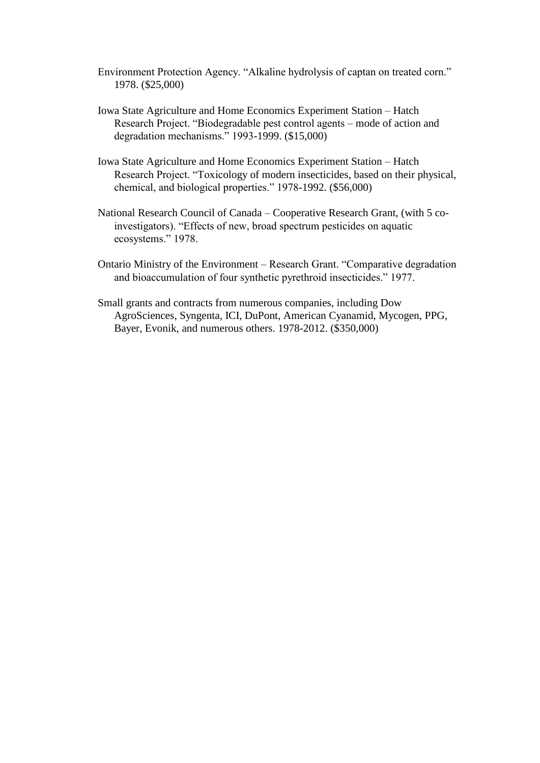Environment Protection Agency. “Alkaline hydrolysis of captan on treated corn.” 1978. ($25,000)

Iowa State Agriculture and Home Economics Experiment Station – Hatch Research Project. “Biodegradable pest control agents – mode of action and degradation mechanisms.” 1993-1999. ($15,000)

Iowa State Agriculture and Home Economics Experiment Station – Hatch Research Project. “Toxicology of modern insecticides, based on their physical, chemical, and biological properties.” 1978-1992. ($56,000)

National Research Council of Canada – Cooperative Research Grant, (with 5 co-investigators). “Effects of new, broad spectrum pesticides on aquatic ecosystems.” 1978.

Ontario Ministry of the Environment – Research Grant. “Comparative degradation and bioaccumulation of four synthetic pyrethroid insecticides.” 1977.

Small grants and contracts from numerous companies, including Dow AgroSciences, Syngenta, ICI, DuPont, American Cyanamid, Mycogen, PPG, Bayer, Evonik, and numerous others. 1978-2012. ($350,000)